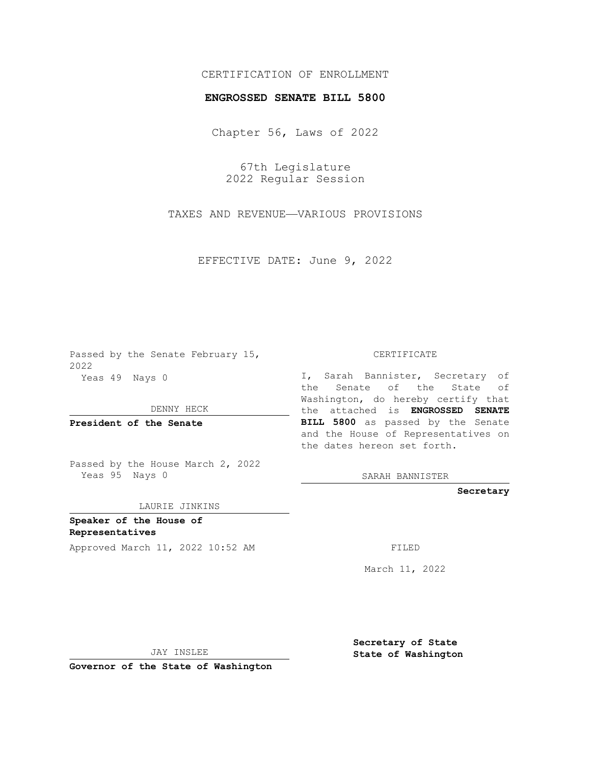CERTIFICATION OF ENROLLMENT

**ENGROSSED SENATE BILL 5800**

Chapter 56, Laws of 2022

67th Legislature
2022 Regular Session

TAXES AND REVENUE—VARIOUS PROVISIONS

EFFECTIVE DATE: June 9, 2022

Passed by the Senate February 15, 2022
Yeas 49 Nays 0

DENNY HECK

**President of the Senate**

Passed by the House March 2, 2022
Yeas 95 Nays 0

LAURIE JINKINS

**Speaker of the House of Representatives**

Approved March 11, 2022 10:52 AM

JAY INSLEE

**Governor of the State of Washington**

CERTIFICATE

I, Sarah Bannister, Secretary of the Senate of the State of Washington, do hereby certify that the attached is **ENGROSSED SENATE BILL 5800** as passed by the Senate and the House of Representatives on the dates hereon set forth.

SARAH BANNISTER

**Secretary**

FILED

March 11, 2022

**Secretary of State**
**State of Washington**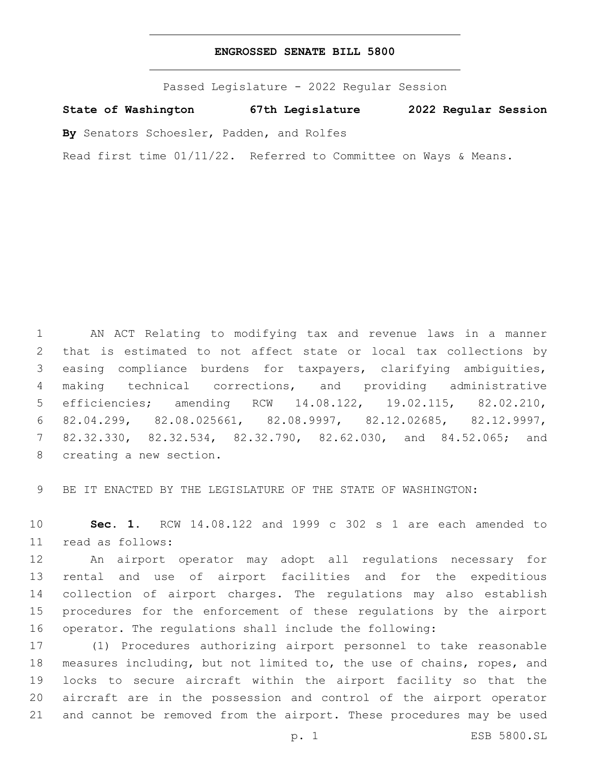**ENGROSSED SENATE BILL 5800**

Passed Legislature - 2022 Regular Session

**State of Washington 67th Legislature 2022 Regular Session**

**By** Senators Schoesler, Padden, and Rolfes

Read first time 01/11/22. Referred to Committee on Ways & Means.

AN ACT Relating to modifying tax and revenue laws in a manner that is estimated to not affect state or local tax collections by easing compliance burdens for taxpayers, clarifying ambiguities, making technical corrections, and providing administrative efficiencies; amending RCW 14.08.122, 19.02.115, 82.02.210, 82.04.299, 82.08.025661, 82.08.9997, 82.12.02685, 82.12.9997, 82.32.330, 82.32.534, 82.32.790, 82.62.030, and 84.52.065; and creating a new section.

BE IT ENACTED BY THE LEGISLATURE OF THE STATE OF WASHINGTON:

**Sec. 1.** RCW 14.08.122 and 1999 c 302 s 1 are each amended to read as follows:

An airport operator may adopt all regulations necessary for rental and use of airport facilities and for the expeditious collection of airport charges. The regulations may also establish procedures for the enforcement of these regulations by the airport operator. The regulations shall include the following:

(1) Procedures authorizing airport personnel to take reasonable measures including, but not limited to, the use of chains, ropes, and locks to secure aircraft within the airport facility so that the aircraft are in the possession and control of the airport operator and cannot be removed from the airport. These procedures may be used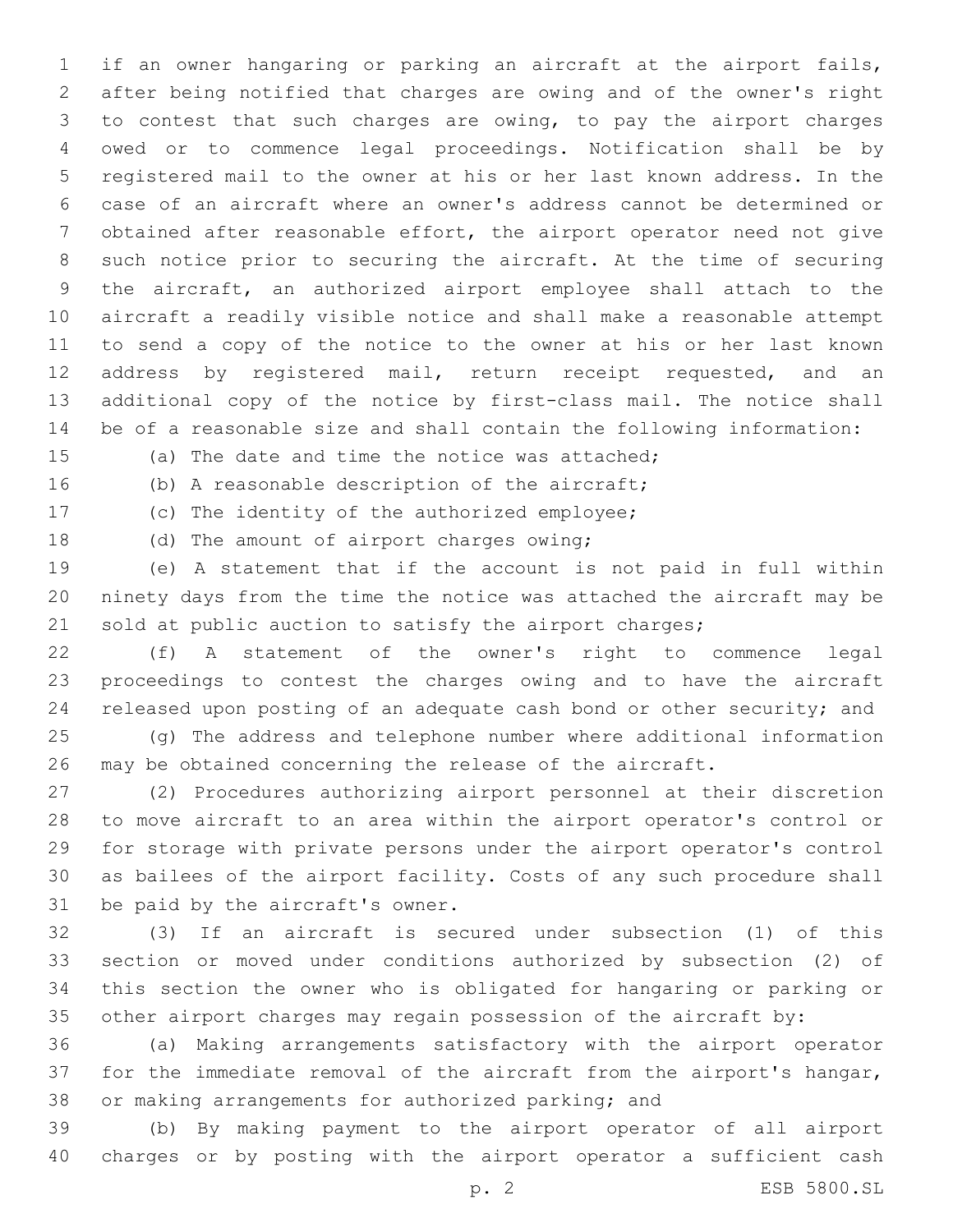if an owner hangaring or parking an aircraft at the airport fails, after being notified that charges are owing and of the owner's right to contest that such charges are owing, to pay the airport charges owed or to commence legal proceedings. Notification shall be by registered mail to the owner at his or her last known address. In the case of an aircraft where an owner's address cannot be determined or obtained after reasonable effort, the airport operator need not give such notice prior to securing the aircraft. At the time of securing the aircraft, an authorized airport employee shall attach to the aircraft a readily visible notice and shall make a reasonable attempt to send a copy of the notice to the owner at his or her last known address by registered mail, return receipt requested, and an additional copy of the notice by first-class mail. The notice shall be of a reasonable size and shall contain the following information:

(a) The date and time the notice was attached;

(b) A reasonable description of the aircraft;

(c) The identity of the authorized employee;

(d) The amount of airport charges owing;

(e) A statement that if the account is not paid in full within ninety days from the time the notice was attached the aircraft may be sold at public auction to satisfy the airport charges;

(f) A statement of the owner's right to commence legal proceedings to contest the charges owing and to have the aircraft released upon posting of an adequate cash bond or other security; and

(g) The address and telephone number where additional information may be obtained concerning the release of the aircraft.

(2) Procedures authorizing airport personnel at their discretion to move aircraft to an area within the airport operator's control or for storage with private persons under the airport operator's control as bailees of the airport facility. Costs of any such procedure shall be paid by the aircraft's owner.

(3) If an aircraft is secured under subsection (1) of this section or moved under conditions authorized by subsection (2) of this section the owner who is obligated for hangaring or parking or other airport charges may regain possession of the aircraft by:

(a) Making arrangements satisfactory with the airport operator for the immediate removal of the aircraft from the airport's hangar, or making arrangements for authorized parking; and

(b) By making payment to the airport operator of all airport charges or by posting with the airport operator a sufficient cash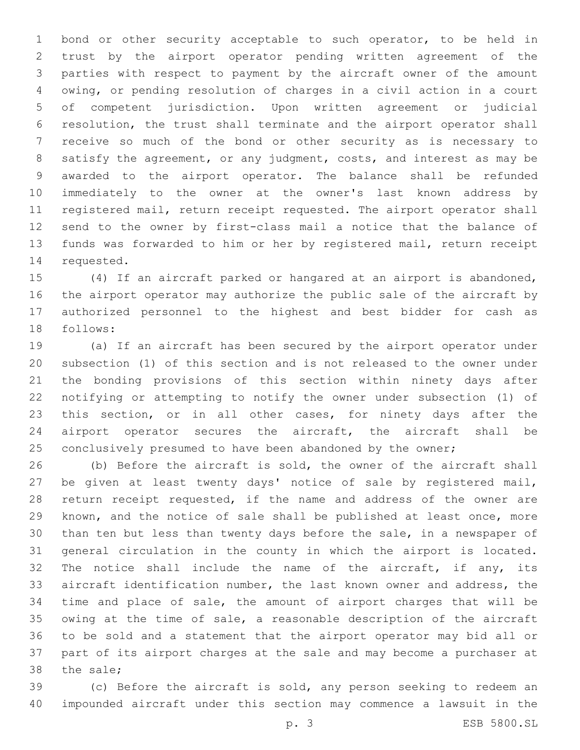bond or other security acceptable to such operator, to be held in trust by the airport operator pending written agreement of the parties with respect to payment by the aircraft owner of the amount owing, or pending resolution of charges in a civil action in a court of competent jurisdiction. Upon written agreement or judicial resolution, the trust shall terminate and the airport operator shall receive so much of the bond or other security as is necessary to satisfy the agreement, or any judgment, costs, and interest as may be awarded to the airport operator. The balance shall be refunded immediately to the owner at the owner's last known address by registered mail, return receipt requested. The airport operator shall send to the owner by first-class mail a notice that the balance of funds was forwarded to him or her by registered mail, return receipt requested.

(4) If an aircraft parked or hangared at an airport is abandoned, the airport operator may authorize the public sale of the aircraft by authorized personnel to the highest and best bidder for cash as follows:

(a) If an aircraft has been secured by the airport operator under subsection (1) of this section and is not released to the owner under the bonding provisions of this section within ninety days after notifying or attempting to notify the owner under subsection (1) of this section, or in all other cases, for ninety days after the airport operator secures the aircraft, the aircraft shall be conclusively presumed to have been abandoned by the owner;

(b) Before the aircraft is sold, the owner of the aircraft shall be given at least twenty days' notice of sale by registered mail, return receipt requested, if the name and address of the owner are known, and the notice of sale shall be published at least once, more than ten but less than twenty days before the sale, in a newspaper of general circulation in the county in which the airport is located. The notice shall include the name of the aircraft, if any, its aircraft identification number, the last known owner and address, the time and place of sale, the amount of airport charges that will be owing at the time of sale, a reasonable description of the aircraft to be sold and a statement that the airport operator may bid all or part of its airport charges at the sale and may become a purchaser at the sale;

(c) Before the aircraft is sold, any person seeking to redeem an impounded aircraft under this section may commence a lawsuit in the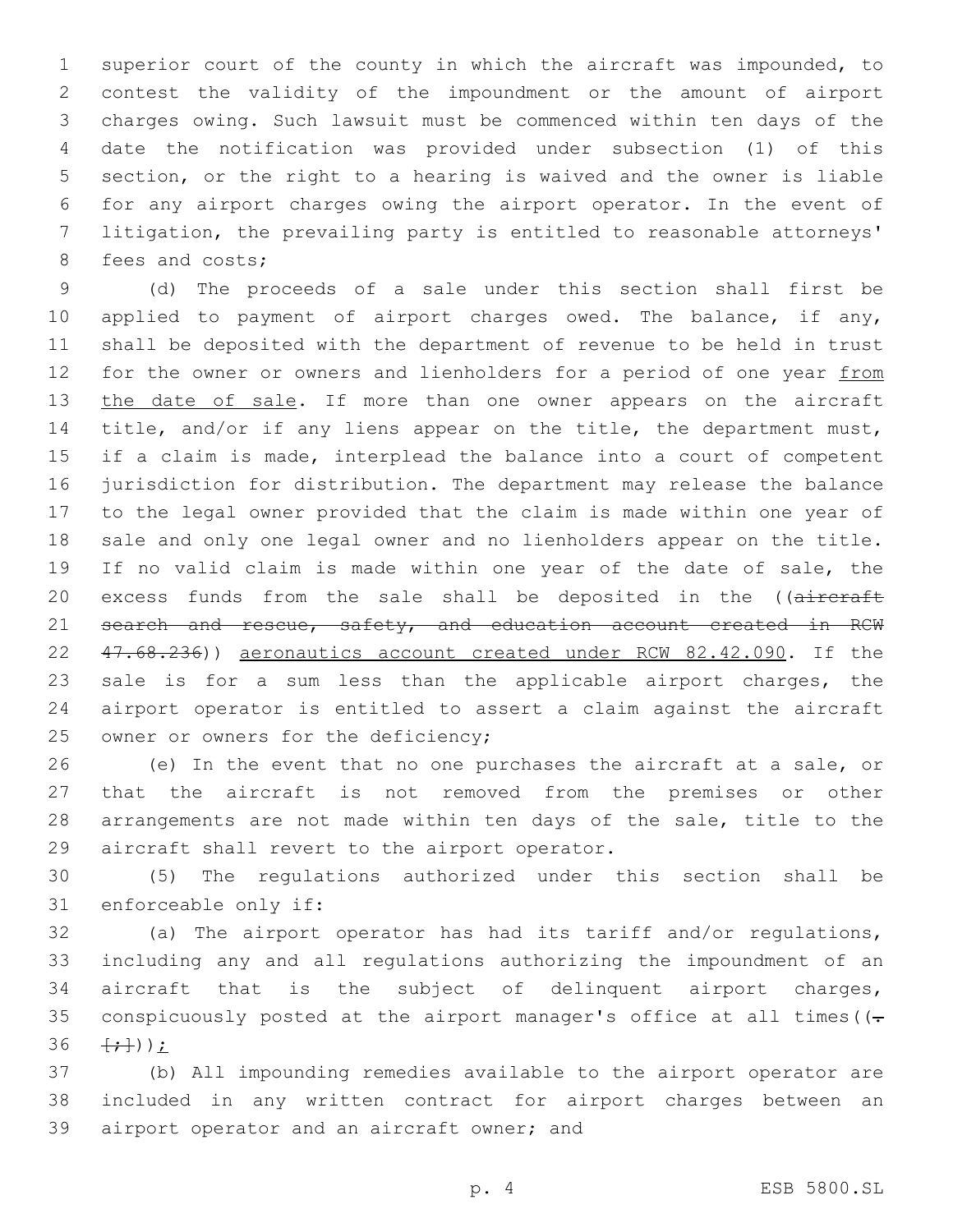superior court of the county in which the aircraft was impounded, to contest the validity of the impoundment or the amount of airport charges owing. Such lawsuit must be commenced within ten days of the date the notification was provided under subsection (1) of this section, or the right to a hearing is waived and the owner is liable for any airport charges owing the airport operator. In the event of litigation, the prevailing party is entitled to reasonable attorneys' fees and costs;

(d) The proceeds of a sale under this section shall first be applied to payment of airport charges owed. The balance, if any, shall be deposited with the department of revenue to be held in trust for the owner or owners and lienholders for a period of one year from the date of sale. If more than one owner appears on the aircraft title, and/or if any liens appear on the title, the department must, if a claim is made, interplead the balance into a court of competent jurisdiction for distribution. The department may release the balance to the legal owner provided that the claim is made within one year of sale and only one legal owner and no lienholders appear on the title. If no valid claim is made within one year of the date of sale, the excess funds from the sale shall be deposited in the ((~~aircraft search and rescue, safety, and education account created in RCW 47.68.236~~)) aeronautics account created under RCW 82.42.090. If the sale is for a sum less than the applicable airport charges, the airport operator is entitled to assert a claim against the aircraft owner or owners for the deficiency;

(e) In the event that no one purchases the aircraft at a sale, or that the aircraft is not removed from the premises or other arrangements are not made within ten days of the sale, title to the aircraft shall revert to the airport operator.

(5) The regulations authorized under this section shall be enforceable only if:

(a) The airport operator has had its tariff and/or regulations, including any and all regulations authorizing the impoundment of an aircraft that is the subject of delinquent airport charges, conspicuously posted at the airport manager's office at all times((~~.~~ ~~[;]~~));

(b) All impounding remedies available to the airport operator are included in any written contract for airport charges between an airport operator and an aircraft owner; and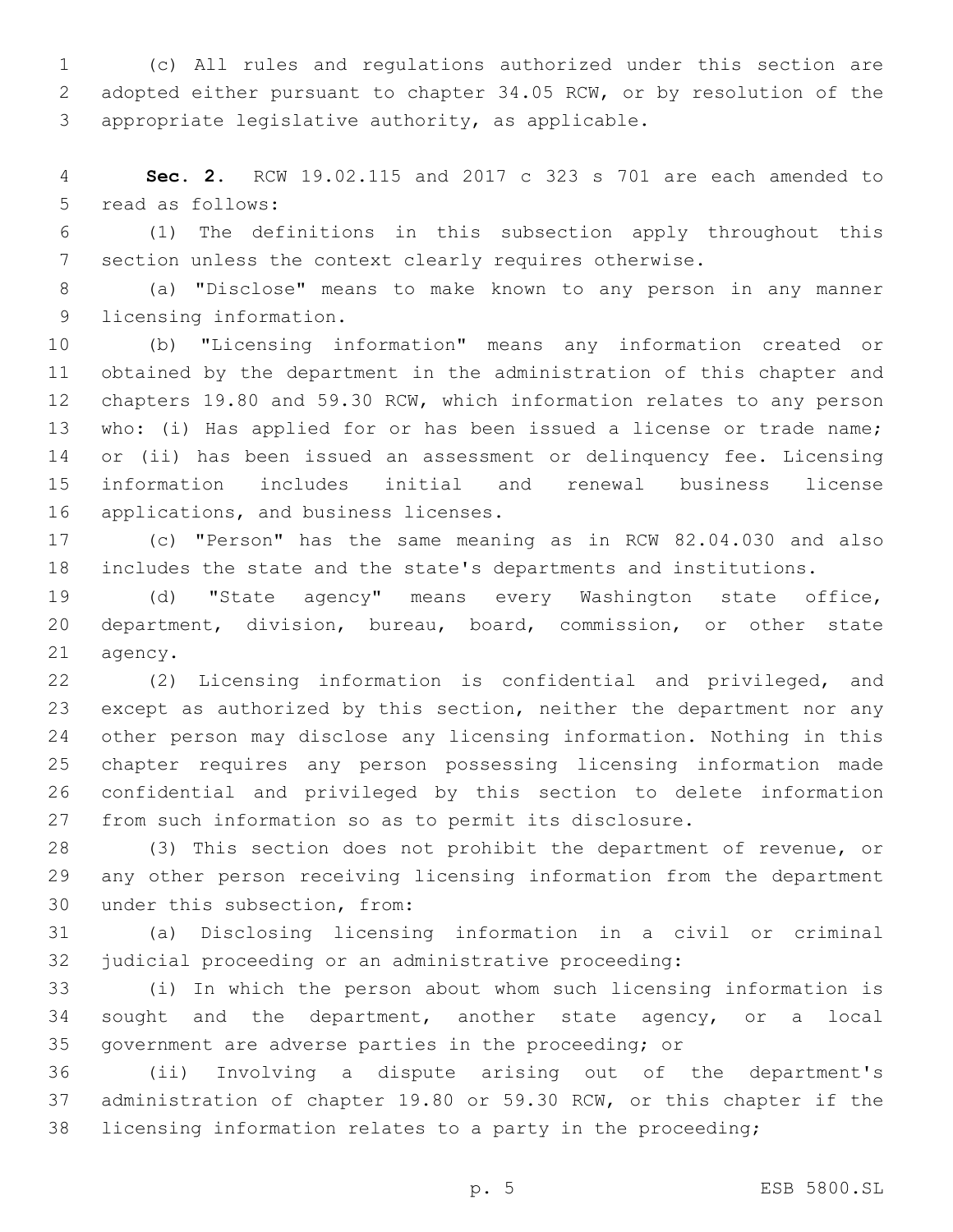(c) All rules and regulations authorized under this section are adopted either pursuant to chapter 34.05 RCW, or by resolution of the appropriate legislative authority, as applicable.

**Sec. 2.** RCW 19.02.115 and 2017 c 323 s 701 are each amended to read as follows:

(1) The definitions in this subsection apply throughout this section unless the context clearly requires otherwise.

(a) "Disclose" means to make known to any person in any manner licensing information.

(b) "Licensing information" means any information created or obtained by the department in the administration of this chapter and chapters 19.80 and 59.30 RCW, which information relates to any person who: (i) Has applied for or has been issued a license or trade name; or (ii) has been issued an assessment or delinquency fee. Licensing information includes initial and renewal business license applications, and business licenses.

(c) "Person" has the same meaning as in RCW 82.04.030 and also includes the state and the state's departments and institutions.

(d) "State agency" means every Washington state office, department, division, bureau, board, commission, or other state agency.

(2) Licensing information is confidential and privileged, and except as authorized by this section, neither the department nor any other person may disclose any licensing information. Nothing in this chapter requires any person possessing licensing information made confidential and privileged by this section to delete information from such information so as to permit its disclosure.

(3) This section does not prohibit the department of revenue, or any other person receiving licensing information from the department under this subsection, from:

(a) Disclosing licensing information in a civil or criminal judicial proceeding or an administrative proceeding:

(i) In which the person about whom such licensing information is sought and the department, another state agency, or a local government are adverse parties in the proceeding; or

(ii) Involving a dispute arising out of the department's administration of chapter 19.80 or 59.30 RCW, or this chapter if the licensing information relates to a party in the proceeding;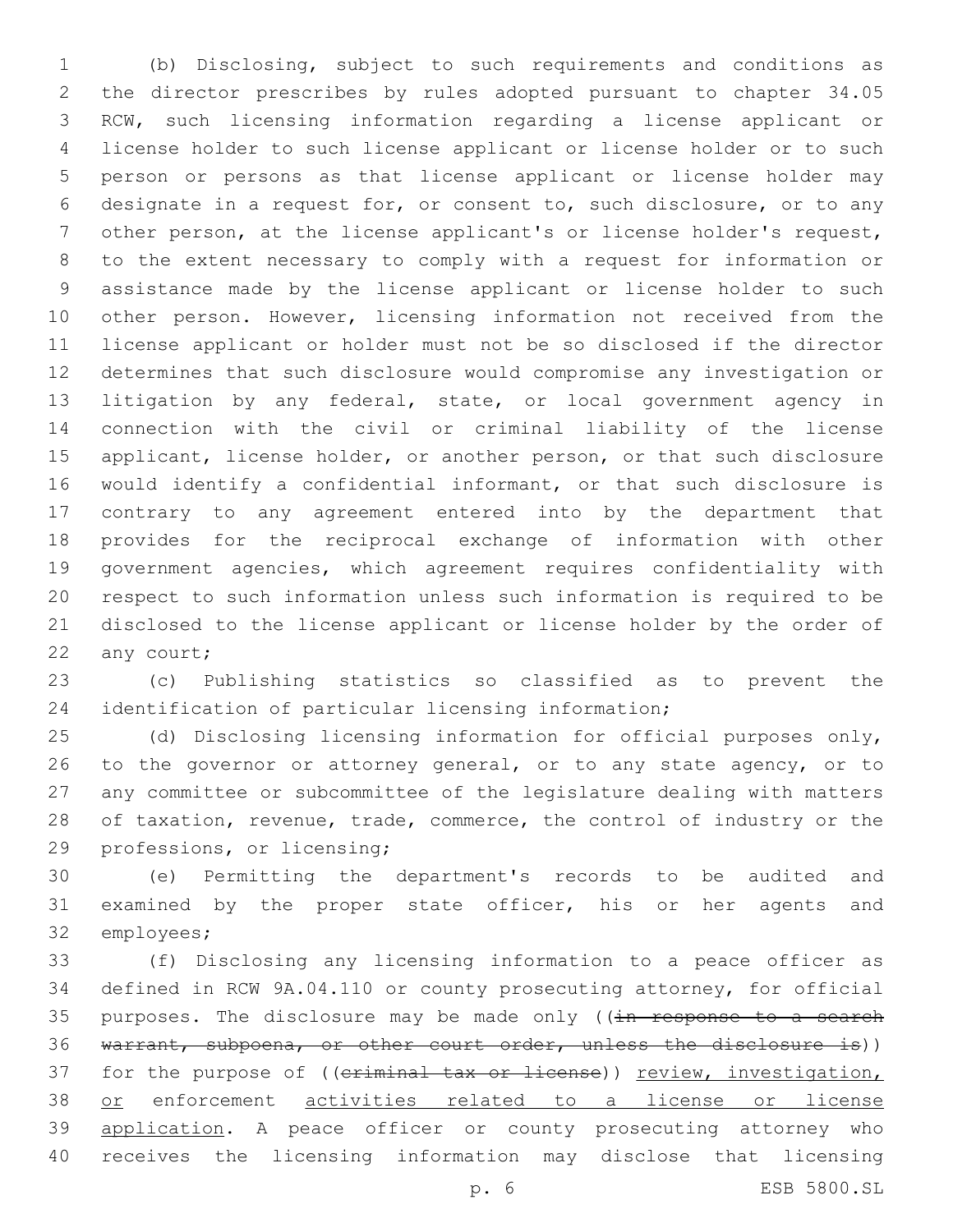(b) Disclosing, subject to such requirements and conditions as the director prescribes by rules adopted pursuant to chapter 34.05 RCW, such licensing information regarding a license applicant or license holder to such license applicant or license holder or to such person or persons as that license applicant or license holder may designate in a request for, or consent to, such disclosure, or to any other person, at the license applicant's or license holder's request, to the extent necessary to comply with a request for information or assistance made by the license applicant or license holder to such other person. However, licensing information not received from the license applicant or holder must not be so disclosed if the director determines that such disclosure would compromise any investigation or litigation by any federal, state, or local government agency in connection with the civil or criminal liability of the license applicant, license holder, or another person, or that such disclosure would identify a confidential informant, or that such disclosure is contrary to any agreement entered into by the department that provides for the reciprocal exchange of information with other government agencies, which agreement requires confidentiality with respect to such information unless such information is required to be disclosed to the license applicant or license holder by the order of any court;

(c) Publishing statistics so classified as to prevent the identification of particular licensing information;

(d) Disclosing licensing information for official purposes only, to the governor or attorney general, or to any state agency, or to any committee or subcommittee of the legislature dealing with matters of taxation, revenue, trade, commerce, the control of industry or the professions, or licensing;

(e) Permitting the department's records to be audited and examined by the proper state officer, his or her agents and employees;

(f) Disclosing any licensing information to a peace officer as defined in RCW 9A.04.110 or county prosecuting attorney, for official purposes. The disclosure may be made only ((~~in response to a search warrant, subpoena, or other court order, unless the disclosure is~~)) for the purpose of ((~~criminal tax or license~~)) <u>review, investigation, or</u> enforcement <u>activities related to a license or license application</u>. A peace officer or county prosecuting attorney who receives the licensing information may disclose that licensing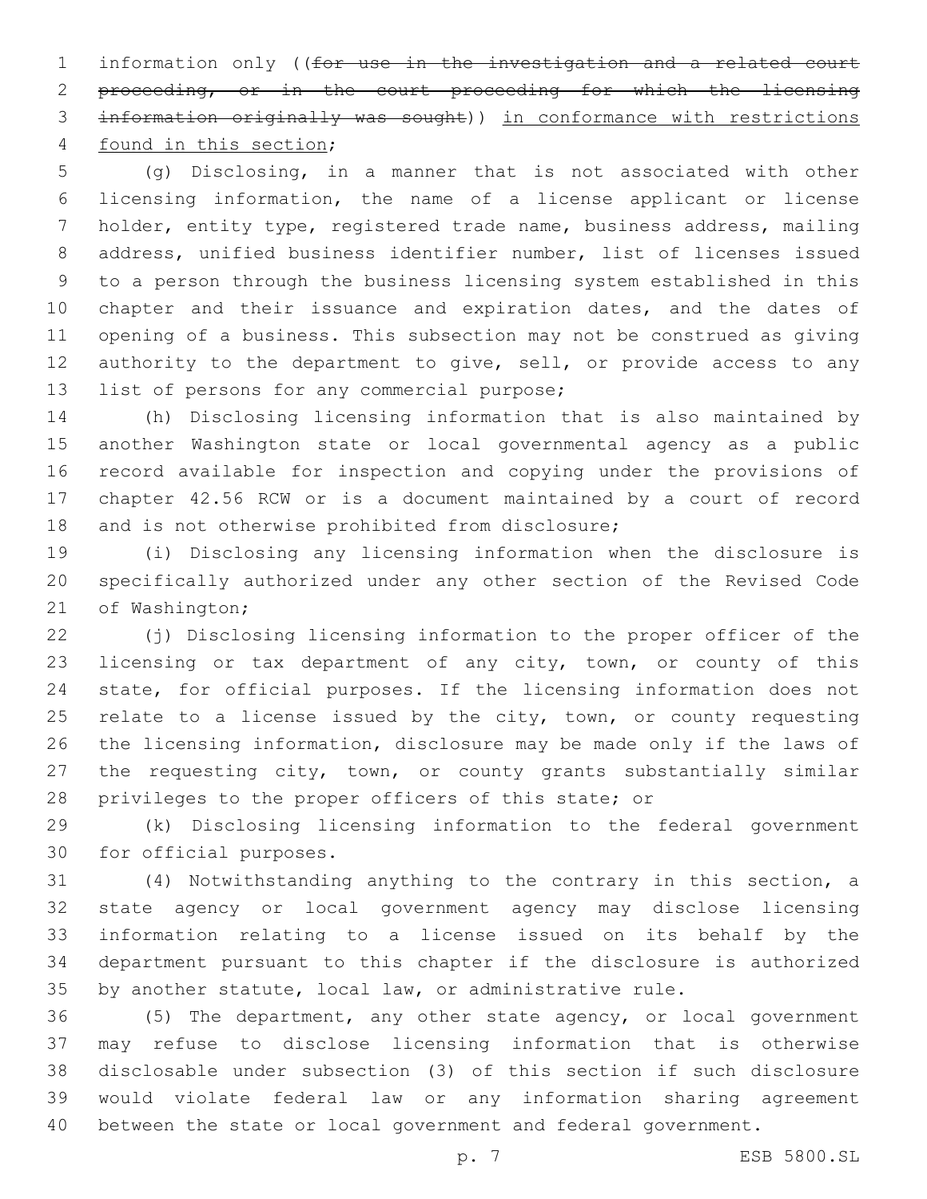information only ((~~for use in the investigation and a related court proceeding, or in the court proceeding for which the licensing information originally was sought~~)) <u>in conformance with restrictions found in this section</u>;

(g) Disclosing, in a manner that is not associated with other licensing information, the name of a license applicant or license holder, entity type, registered trade name, business address, mailing address, unified business identifier number, list of licenses issued to a person through the business licensing system established in this chapter and their issuance and expiration dates, and the dates of opening of a business. This subsection may not be construed as giving authority to the department to give, sell, or provide access to any list of persons for any commercial purpose;

(h) Disclosing licensing information that is also maintained by another Washington state or local governmental agency as a public record available for inspection and copying under the provisions of chapter 42.56 RCW or is a document maintained by a court of record and is not otherwise prohibited from disclosure;

(i) Disclosing any licensing information when the disclosure is specifically authorized under any other section of the Revised Code of Washington;

(j) Disclosing licensing information to the proper officer of the licensing or tax department of any city, town, or county of this state, for official purposes. If the licensing information does not relate to a license issued by the city, town, or county requesting the licensing information, disclosure may be made only if the laws of the requesting city, town, or county grants substantially similar privileges to the proper officers of this state; or

(k) Disclosing licensing information to the federal government for official purposes.

(4) Notwithstanding anything to the contrary in this section, a state agency or local government agency may disclose licensing information relating to a license issued on its behalf by the department pursuant to this chapter if the disclosure is authorized by another statute, local law, or administrative rule.

(5) The department, any other state agency, or local government may refuse to disclose licensing information that is otherwise disclosable under subsection (3) of this section if such disclosure would violate federal law or any information sharing agreement between the state or local government and federal government.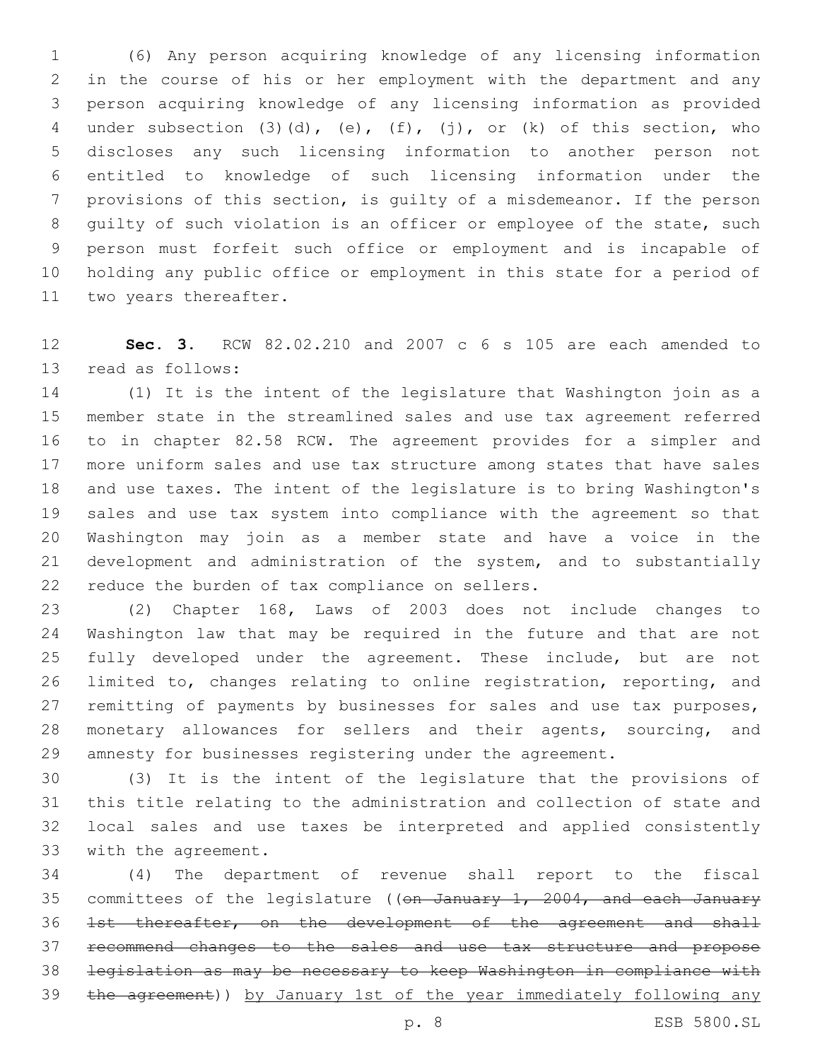(6) Any person acquiring knowledge of any licensing information in the course of his or her employment with the department and any person acquiring knowledge of any licensing information as provided under subsection (3)(d), (e), (f), (j), or (k) of this section, who discloses any such licensing information to another person not entitled to knowledge of such licensing information under the provisions of this section, is guilty of a misdemeanor. If the person guilty of such violation is an officer or employee of the state, such person must forfeit such office or employment and is incapable of holding any public office or employment in this state for a period of two years thereafter.

**Sec. 3.** RCW 82.02.210 and 2007 c 6 s 105 are each amended to read as follows:

(1) It is the intent of the legislature that Washington join as a member state in the streamlined sales and use tax agreement referred to in chapter 82.58 RCW. The agreement provides for a simpler and more uniform sales and use tax structure among states that have sales and use taxes. The intent of the legislature is to bring Washington's sales and use tax system into compliance with the agreement so that Washington may join as a member state and have a voice in the development and administration of the system, and to substantially reduce the burden of tax compliance on sellers.

(2) Chapter 168, Laws of 2003 does not include changes to Washington law that may be required in the future and that are not fully developed under the agreement. These include, but are not limited to, changes relating to online registration, reporting, and remitting of payments by businesses for sales and use tax purposes, monetary allowances for sellers and their agents, sourcing, and amnesty for businesses registering under the agreement.

(3) It is the intent of the legislature that the provisions of this title relating to the administration and collection of state and local sales and use taxes be interpreted and applied consistently with the agreement.

(4) The department of revenue shall report to the fiscal committees of the legislature ((~~on January 1, 2004, and each January 1st thereafter, on the development of the agreement and shall recommend changes to the sales and use tax structure and propose legislation as may be necessary to keep Washington in compliance with the agreement~~)) <u>by January 1st of the year immediately following any</u>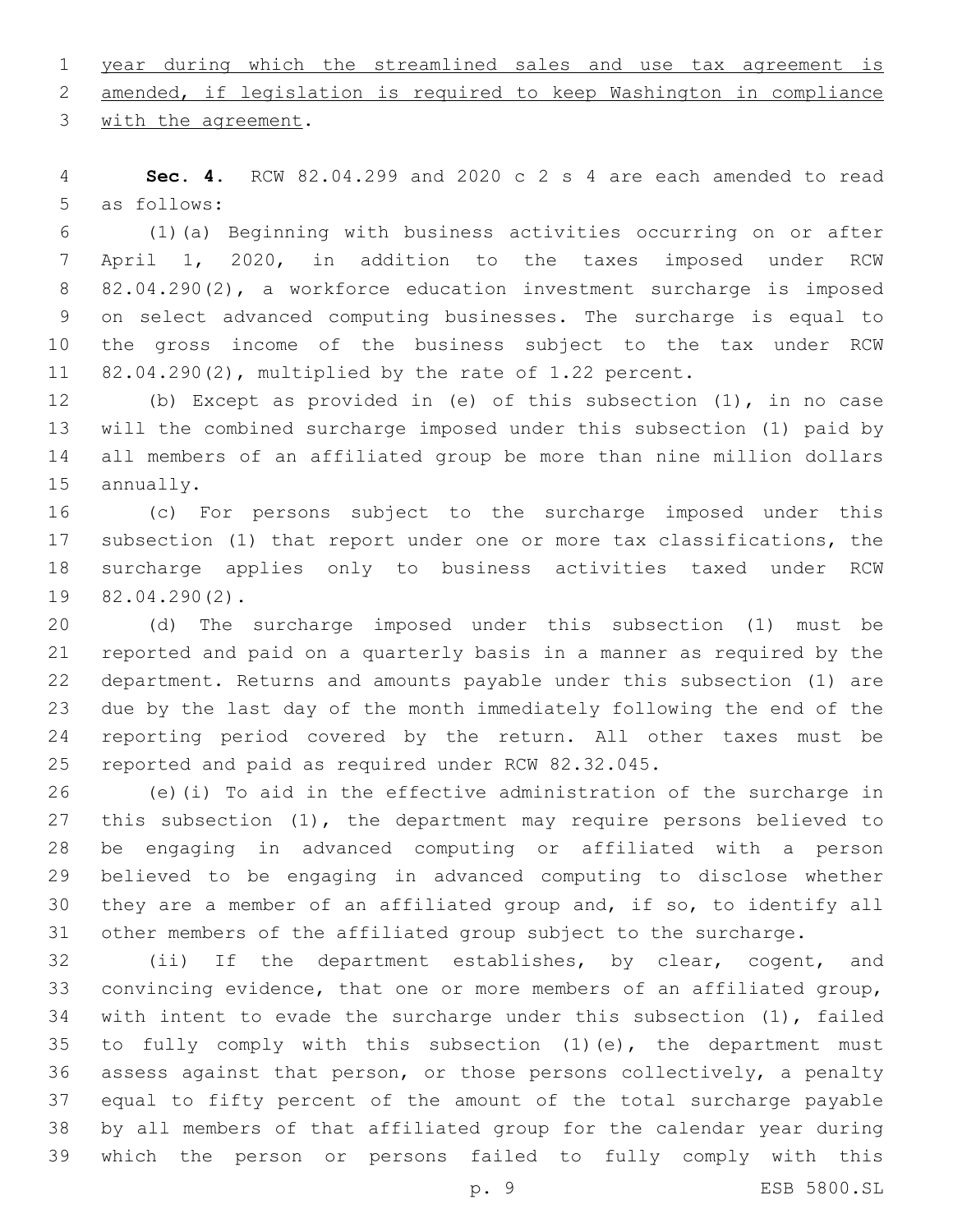year during which the streamlined sales and use tax agreement is amended, if legislation is required to keep Washington in compliance with the agreement.

**Sec. 4.** RCW 82.04.299 and 2020 c 2 s 4 are each amended to read as follows:

(1)(a) Beginning with business activities occurring on or after April 1, 2020, in addition to the taxes imposed under RCW 82.04.290(2), a workforce education investment surcharge is imposed on select advanced computing businesses. The surcharge is equal to the gross income of the business subject to the tax under RCW 82.04.290(2), multiplied by the rate of 1.22 percent.

(b) Except as provided in (e) of this subsection (1), in no case will the combined surcharge imposed under this subsection (1) paid by all members of an affiliated group be more than nine million dollars annually.

(c) For persons subject to the surcharge imposed under this subsection (1) that report under one or more tax classifications, the surcharge applies only to business activities taxed under RCW 82.04.290(2).

(d) The surcharge imposed under this subsection (1) must be reported and paid on a quarterly basis in a manner as required by the department. Returns and amounts payable under this subsection (1) are due by the last day of the month immediately following the end of the reporting period covered by the return. All other taxes must be reported and paid as required under RCW 82.32.045.

(e)(i) To aid in the effective administration of the surcharge in this subsection (1), the department may require persons believed to be engaging in advanced computing or affiliated with a person believed to be engaging in advanced computing to disclose whether they are a member of an affiliated group and, if so, to identify all other members of the affiliated group subject to the surcharge.

(ii) If the department establishes, by clear, cogent, and convincing evidence, that one or more members of an affiliated group, with intent to evade the surcharge under this subsection (1), failed to fully comply with this subsection (1)(e), the department must assess against that person, or those persons collectively, a penalty equal to fifty percent of the amount of the total surcharge payable by all members of that affiliated group for the calendar year during which the person or persons failed to fully comply with this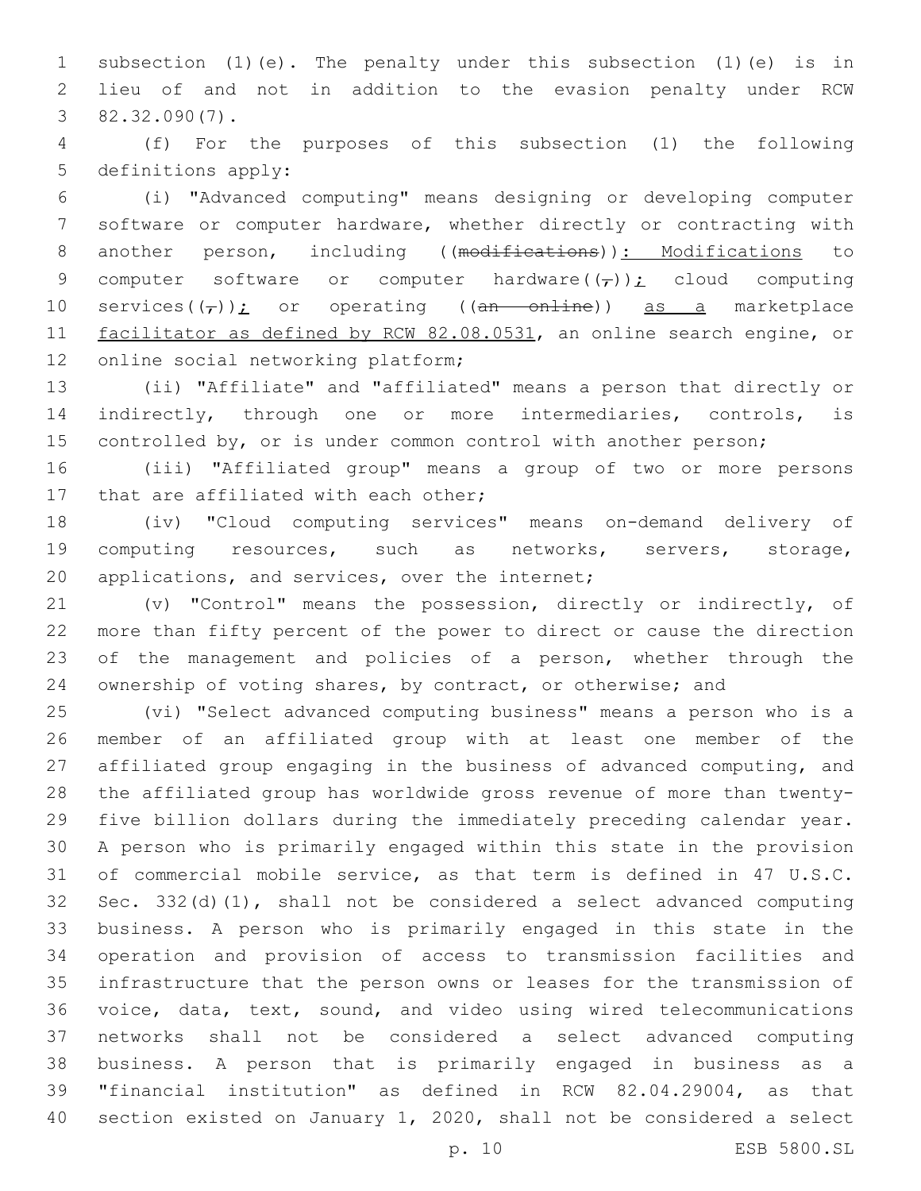subsection (1)(e). The penalty under this subsection (1)(e) is in lieu of and not in addition to the evasion penalty under RCW 82.32.090(7).

(f) For the purposes of this subsection (1) the following definitions apply:

(i) "Advanced computing" means designing or developing computer software or computer hardware, whether directly or contracting with another person, including ((~~modifications~~)): Modifications to computer software or computer hardware((~~,~~)); cloud computing services((~~,~~)); or operating ((~~an online~~)) as a marketplace facilitator as defined by RCW 82.08.0531, an online search engine, or online social networking platform;

(ii) "Affiliate" and "affiliated" means a person that directly or indirectly, through one or more intermediaries, controls, is controlled by, or is under common control with another person;

(iii) "Affiliated group" means a group of two or more persons that are affiliated with each other;

(iv) "Cloud computing services" means on-demand delivery of computing resources, such as networks, servers, storage, applications, and services, over the internet;

(v) "Control" means the possession, directly or indirectly, of more than fifty percent of the power to direct or cause the direction of the management and policies of a person, whether through the ownership of voting shares, by contract, or otherwise; and

(vi) "Select advanced computing business" means a person who is a member of an affiliated group with at least one member of the affiliated group engaging in the business of advanced computing, and the affiliated group has worldwide gross revenue of more than twenty-five billion dollars during the immediately preceding calendar year. A person who is primarily engaged within this state in the provision of commercial mobile service, as that term is defined in 47 U.S.C. Sec. 332(d)(1), shall not be considered a select advanced computing business. A person who is primarily engaged in this state in the operation and provision of access to transmission facilities and infrastructure that the person owns or leases for the transmission of voice, data, text, sound, and video using wired telecommunications networks shall not be considered a select advanced computing business. A person that is primarily engaged in business as a "financial institution" as defined in RCW 82.04.29004, as that section existed on January 1, 2020, shall not be considered a select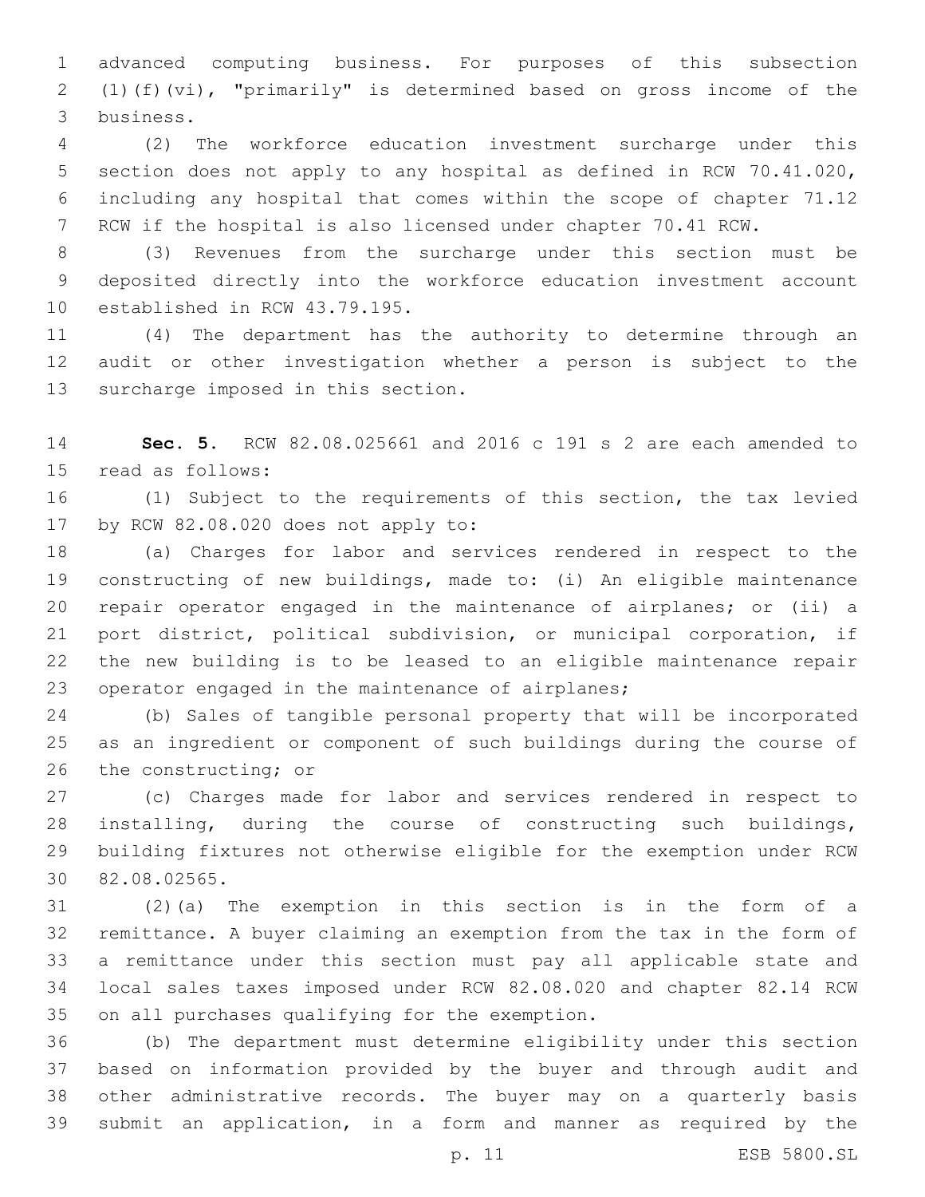advanced computing business. For purposes of this subsection (1)(f)(vi), "primarily" is determined based on gross income of the business.

(2) The workforce education investment surcharge under this section does not apply to any hospital as defined in RCW 70.41.020, including any hospital that comes within the scope of chapter 71.12 RCW if the hospital is also licensed under chapter 70.41 RCW.

(3) Revenues from the surcharge under this section must be deposited directly into the workforce education investment account established in RCW 43.79.195.

(4) The department has the authority to determine through an audit or other investigation whether a person is subject to the surcharge imposed in this section.

**Sec. 5.** RCW 82.08.025661 and 2016 c 191 s 2 are each amended to read as follows:

(1) Subject to the requirements of this section, the tax levied by RCW 82.08.020 does not apply to:

(a) Charges for labor and services rendered in respect to the constructing of new buildings, made to: (i) An eligible maintenance repair operator engaged in the maintenance of airplanes; or (ii) a port district, political subdivision, or municipal corporation, if the new building is to be leased to an eligible maintenance repair operator engaged in the maintenance of airplanes;

(b) Sales of tangible personal property that will be incorporated as an ingredient or component of such buildings during the course of the constructing; or

(c) Charges made for labor and services rendered in respect to installing, during the course of constructing such buildings, building fixtures not otherwise eligible for the exemption under RCW 82.08.02565.

(2)(a) The exemption in this section is in the form of a remittance. A buyer claiming an exemption from the tax in the form of a remittance under this section must pay all applicable state and local sales taxes imposed under RCW 82.08.020 and chapter 82.14 RCW on all purchases qualifying for the exemption.

(b) The department must determine eligibility under this section based on information provided by the buyer and through audit and other administrative records. The buyer may on a quarterly basis submit an application, in a form and manner as required by the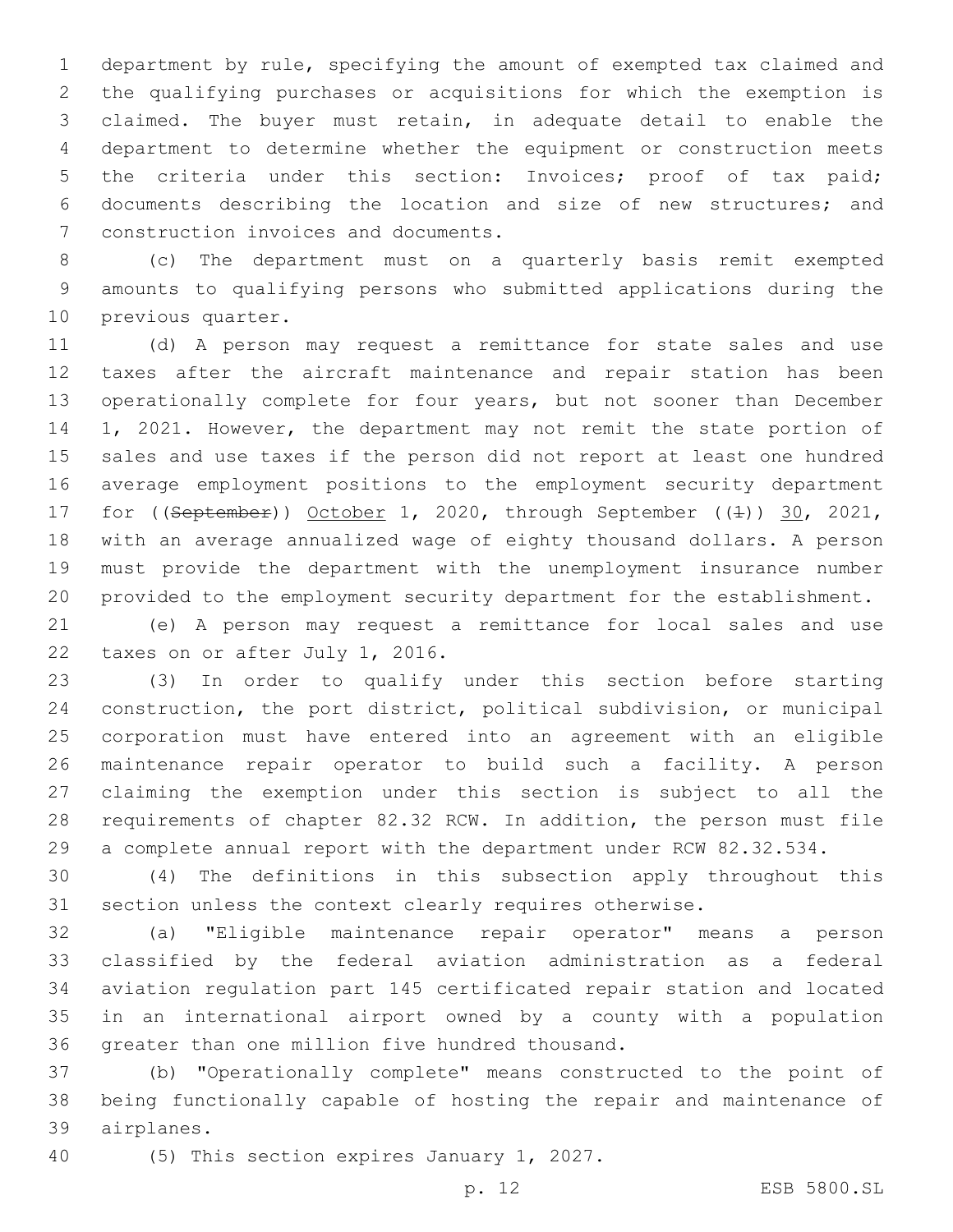department by rule, specifying the amount of exempted tax claimed and the qualifying purchases or acquisitions for which the exemption is claimed. The buyer must retain, in adequate detail to enable the department to determine whether the equipment or construction meets the criteria under this section: Invoices; proof of tax paid; documents describing the location and size of new structures; and construction invoices and documents.

(c) The department must on a quarterly basis remit exempted amounts to qualifying persons who submitted applications during the previous quarter.

(d) A person may request a remittance for state sales and use taxes after the aircraft maintenance and repair station has been operationally complete for four years, but not sooner than December 1, 2021. However, the department may not remit the state portion of sales and use taxes if the person did not report at least one hundred average employment positions to the employment security department for ((~~September~~)) October 1, 2020, through September ((~~1~~)) 30, 2021, with an average annualized wage of eighty thousand dollars. A person must provide the department with the unemployment insurance number provided to the employment security department for the establishment.

(e) A person may request a remittance for local sales and use taxes on or after July 1, 2016.

(3) In order to qualify under this section before starting construction, the port district, political subdivision, or municipal corporation must have entered into an agreement with an eligible maintenance repair operator to build such a facility. A person claiming the exemption under this section is subject to all the requirements of chapter 82.32 RCW. In addition, the person must file a complete annual report with the department under RCW 82.32.534.

(4) The definitions in this subsection apply throughout this section unless the context clearly requires otherwise.

(a) "Eligible maintenance repair operator" means a person classified by the federal aviation administration as a federal aviation regulation part 145 certificated repair station and located in an international airport owned by a county with a population greater than one million five hundred thousand.

(b) "Operationally complete" means constructed to the point of being functionally capable of hosting the repair and maintenance of airplanes.

(5) This section expires January 1, 2027.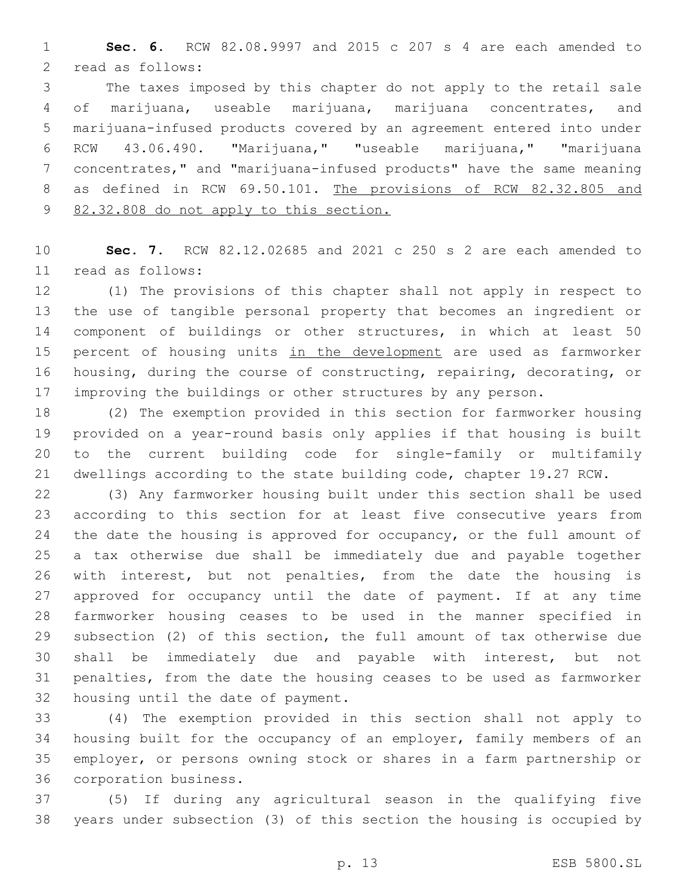**Sec. 6.** RCW 82.08.9997 and 2015 c 207 s 4 are each amended to read as follows:

The taxes imposed by this chapter do not apply to the retail sale of marijuana, useable marijuana, marijuana concentrates, and marijuana-infused products covered by an agreement entered into under RCW 43.06.490. "Marijuana," "useable marijuana," "marijuana concentrates," and "marijuana-infused products" have the same meaning as defined in RCW 69.50.101. <u>The provisions of RCW 82.32.805 and 82.32.808 do not apply to this section.</u>

**Sec. 7.** RCW 82.12.02685 and 2021 c 250 s 2 are each amended to read as follows:

(1) The provisions of this chapter shall not apply in respect to the use of tangible personal property that becomes an ingredient or component of buildings or other structures, in which at least 50 percent of housing units <u>in the development</u> are used as farmworker housing, during the course of constructing, repairing, decorating, or improving the buildings or other structures by any person.

(2) The exemption provided in this section for farmworker housing provided on a year-round basis only applies if that housing is built to the current building code for single-family or multifamily dwellings according to the state building code, chapter 19.27 RCW.

(3) Any farmworker housing built under this section shall be used according to this section for at least five consecutive years from the date the housing is approved for occupancy, or the full amount of a tax otherwise due shall be immediately due and payable together with interest, but not penalties, from the date the housing is approved for occupancy until the date of payment. If at any time farmworker housing ceases to be used in the manner specified in subsection (2) of this section, the full amount of tax otherwise due shall be immediately due and payable with interest, but not penalties, from the date the housing ceases to be used as farmworker housing until the date of payment.

(4) The exemption provided in this section shall not apply to housing built for the occupancy of an employer, family members of an employer, or persons owning stock or shares in a farm partnership or corporation business.

(5) If during any agricultural season in the qualifying five years under subsection (3) of this section the housing is occupied by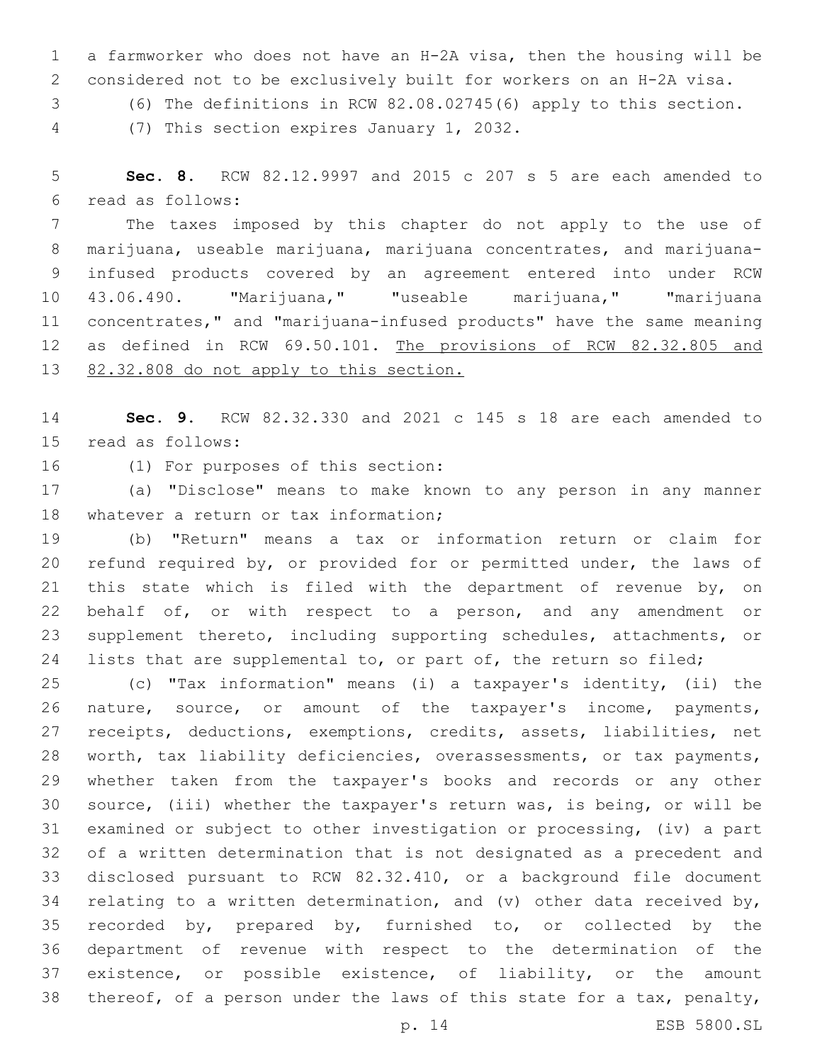a farmworker who does not have an H-2A visa, then the housing will be considered not to be exclusively built for workers on an H-2A visa.

(6) The definitions in RCW 82.08.02745(6) apply to this section.

(7) This section expires January 1, 2032.

**Sec. 8.** RCW 82.12.9997 and 2015 c 207 s 5 are each amended to read as follows:

The taxes imposed by this chapter do not apply to the use of marijuana, useable marijuana, marijuana concentrates, and marijuana-infused products covered by an agreement entered into under RCW 43.06.490. "Marijuana," "useable marijuana," "marijuana concentrates," and "marijuana-infused products" have the same meaning as defined in RCW 69.50.101. <u>The provisions of RCW 82.32.805 and 82.32.808 do not apply to this section.</u>

**Sec. 9.** RCW 82.32.330 and 2021 c 145 s 18 are each amended to read as follows:

(1) For purposes of this section:

(a) "Disclose" means to make known to any person in any manner whatever a return or tax information;

(b) "Return" means a tax or information return or claim for refund required by, or provided for or permitted under, the laws of this state which is filed with the department of revenue by, on behalf of, or with respect to a person, and any amendment or supplement thereto, including supporting schedules, attachments, or lists that are supplemental to, or part of, the return so filed;

(c) "Tax information" means (i) a taxpayer's identity, (ii) the nature, source, or amount of the taxpayer's income, payments, receipts, deductions, exemptions, credits, assets, liabilities, net worth, tax liability deficiencies, overassessments, or tax payments, whether taken from the taxpayer's books and records or any other source, (iii) whether the taxpayer's return was, is being, or will be examined or subject to other investigation or processing, (iv) a part of a written determination that is not designated as a precedent and disclosed pursuant to RCW 82.32.410, or a background file document relating to a written determination, and (v) other data received by, recorded by, prepared by, furnished to, or collected by the department of revenue with respect to the determination of the existence, or possible existence, of liability, or the amount thereof, of a person under the laws of this state for a tax, penalty,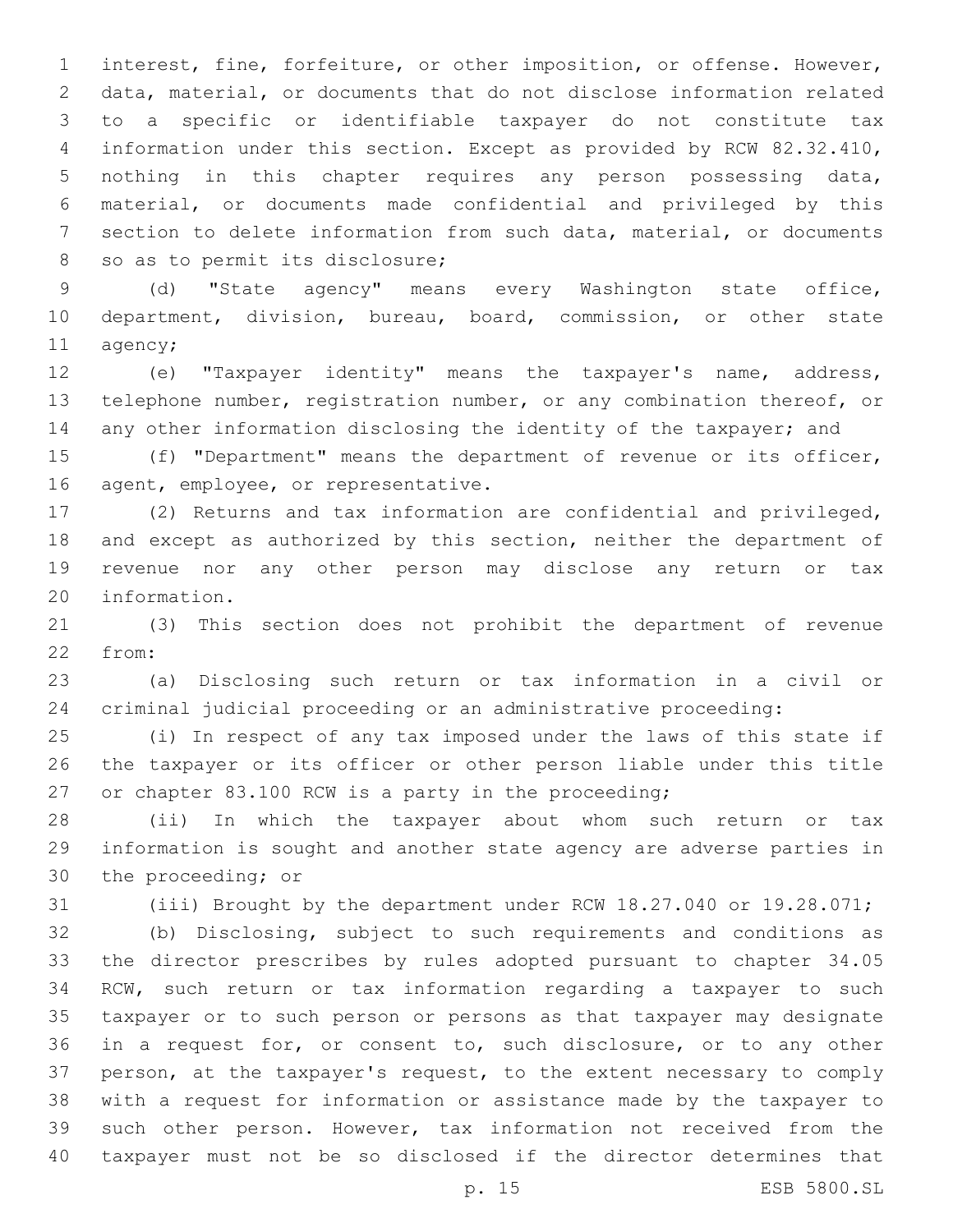interest, fine, forfeiture, or other imposition, or offense. However, data, material, or documents that do not disclose information related to a specific or identifiable taxpayer do not constitute tax information under this section. Except as provided by RCW 82.32.410, nothing in this chapter requires any person possessing data, material, or documents made confidential and privileged by this section to delete information from such data, material, or documents so as to permit its disclosure;

(d) "State agency" means every Washington state office, department, division, bureau, board, commission, or other state agency;

(e) "Taxpayer identity" means the taxpayer's name, address, telephone number, registration number, or any combination thereof, or any other information disclosing the identity of the taxpayer; and

(f) "Department" means the department of revenue or its officer, agent, employee, or representative.

(2) Returns and tax information are confidential and privileged, and except as authorized by this section, neither the department of revenue nor any other person may disclose any return or tax information.

(3) This section does not prohibit the department of revenue from:

(a) Disclosing such return or tax information in a civil or criminal judicial proceeding or an administrative proceeding:

(i) In respect of any tax imposed under the laws of this state if the taxpayer or its officer or other person liable under this title or chapter 83.100 RCW is a party in the proceeding;

(ii) In which the taxpayer about whom such return or tax information is sought and another state agency are adverse parties in the proceeding; or

(iii) Brought by the department under RCW 18.27.040 or 19.28.071;

(b) Disclosing, subject to such requirements and conditions as the director prescribes by rules adopted pursuant to chapter 34.05 RCW, such return or tax information regarding a taxpayer to such taxpayer or to such person or persons as that taxpayer may designate in a request for, or consent to, such disclosure, or to any other person, at the taxpayer's request, to the extent necessary to comply with a request for information or assistance made by the taxpayer to such other person. However, tax information not received from the taxpayer must not be so disclosed if the director determines that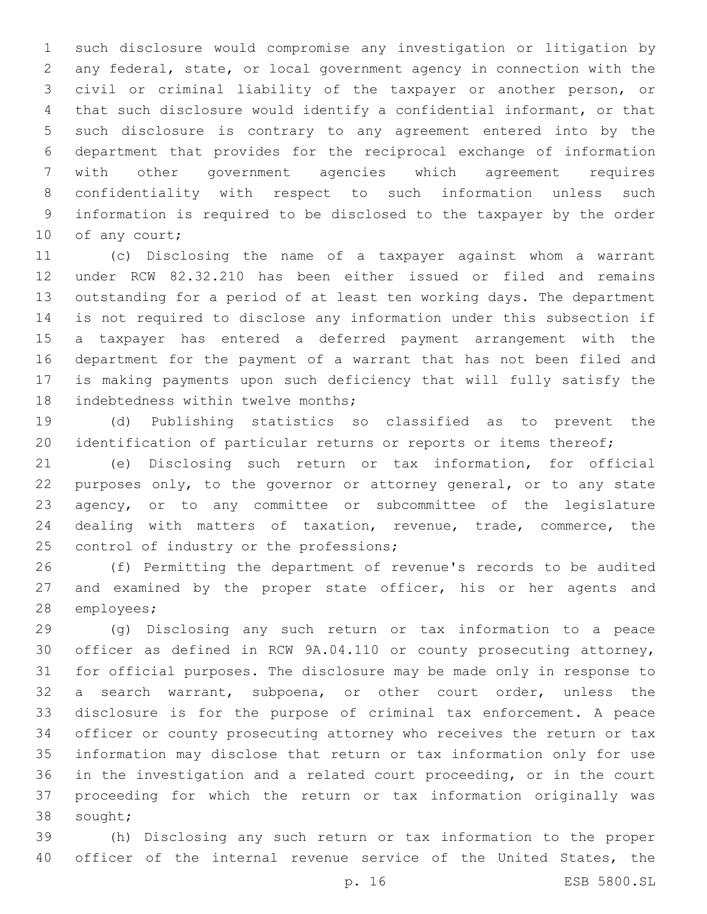such disclosure would compromise any investigation or litigation by any federal, state, or local government agency in connection with the civil or criminal liability of the taxpayer or another person, or that such disclosure would identify a confidential informant, or that such disclosure is contrary to any agreement entered into by the department that provides for the reciprocal exchange of information with other government agencies which agreement requires confidentiality with respect to such information unless such information is required to be disclosed to the taxpayer by the order of any court;

(c) Disclosing the name of a taxpayer against whom a warrant under RCW 82.32.210 has been either issued or filed and remains outstanding for a period of at least ten working days. The department is not required to disclose any information under this subsection if a taxpayer has entered a deferred payment arrangement with the department for the payment of a warrant that has not been filed and is making payments upon such deficiency that will fully satisfy the indebtedness within twelve months;

(d) Publishing statistics so classified as to prevent the identification of particular returns or reports or items thereof;

(e) Disclosing such return or tax information, for official purposes only, to the governor or attorney general, or to any state agency, or to any committee or subcommittee of the legislature dealing with matters of taxation, revenue, trade, commerce, the control of industry or the professions;

(f) Permitting the department of revenue's records to be audited and examined by the proper state officer, his or her agents and employees;

(g) Disclosing any such return or tax information to a peace officer as defined in RCW 9A.04.110 or county prosecuting attorney, for official purposes. The disclosure may be made only in response to a search warrant, subpoena, or other court order, unless the disclosure is for the purpose of criminal tax enforcement. A peace officer or county prosecuting attorney who receives the return or tax information may disclose that return or tax information only for use in the investigation and a related court proceeding, or in the court proceeding for which the return or tax information originally was sought;

(h) Disclosing any such return or tax information to the proper officer of the internal revenue service of the United States, the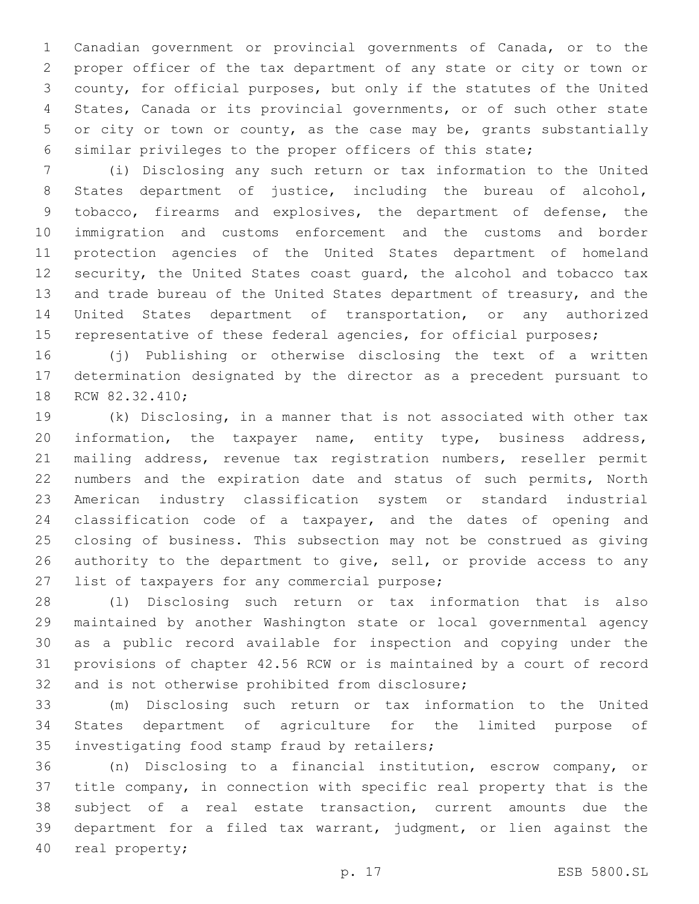Canadian government or provincial governments of Canada, or to the proper officer of the tax department of any state or city or town or county, for official purposes, but only if the statutes of the United States, Canada or its provincial governments, or of such other state or city or town or county, as the case may be, grants substantially similar privileges to the proper officers of this state;

(i) Disclosing any such return or tax information to the United States department of justice, including the bureau of alcohol, tobacco, firearms and explosives, the department of defense, the immigration and customs enforcement and the customs and border protection agencies of the United States department of homeland security, the United States coast guard, the alcohol and tobacco tax and trade bureau of the United States department of treasury, and the United States department of transportation, or any authorized representative of these federal agencies, for official purposes;

(j) Publishing or otherwise disclosing the text of a written determination designated by the director as a precedent pursuant to RCW 82.32.410;

(k) Disclosing, in a manner that is not associated with other tax information, the taxpayer name, entity type, business address, mailing address, revenue tax registration numbers, reseller permit numbers and the expiration date and status of such permits, North American industry classification system or standard industrial classification code of a taxpayer, and the dates of opening and closing of business. This subsection may not be construed as giving authority to the department to give, sell, or provide access to any list of taxpayers for any commercial purpose;

(l) Disclosing such return or tax information that is also maintained by another Washington state or local governmental agency as a public record available for inspection and copying under the provisions of chapter 42.56 RCW or is maintained by a court of record and is not otherwise prohibited from disclosure;

(m) Disclosing such return or tax information to the United States department of agriculture for the limited purpose of investigating food stamp fraud by retailers;

(n) Disclosing to a financial institution, escrow company, or title company, in connection with specific real property that is the subject of a real estate transaction, current amounts due the department for a filed tax warrant, judgment, or lien against the real property;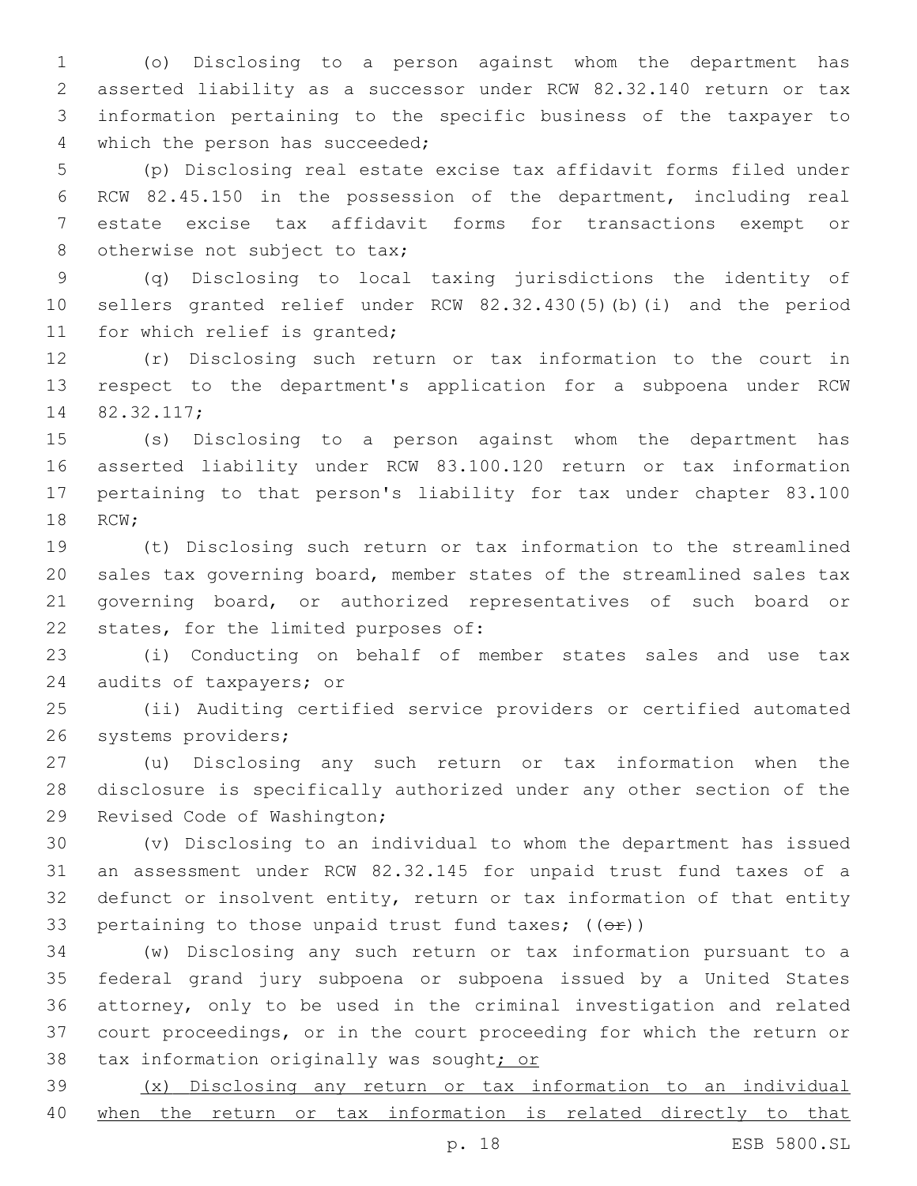(o) Disclosing to a person against whom the department has asserted liability as a successor under RCW 82.32.140 return or tax information pertaining to the specific business of the taxpayer to which the person has succeeded;

(p) Disclosing real estate excise tax affidavit forms filed under RCW 82.45.150 in the possession of the department, including real estate excise tax affidavit forms for transactions exempt or otherwise not subject to tax;

(q) Disclosing to local taxing jurisdictions the identity of sellers granted relief under RCW 82.32.430(5)(b)(i) and the period for which relief is granted;

(r) Disclosing such return or tax information to the court in respect to the department's application for a subpoena under RCW 82.32.117;

(s) Disclosing to a person against whom the department has asserted liability under RCW 83.100.120 return or tax information pertaining to that person's liability for tax under chapter 83.100 RCW;

(t) Disclosing such return or tax information to the streamlined sales tax governing board, member states of the streamlined sales tax governing board, or authorized representatives of such board or states, for the limited purposes of:

(i) Conducting on behalf of member states sales and use tax audits of taxpayers; or

(ii) Auditing certified service providers or certified automated systems providers;

(u) Disclosing any such return or tax information when the disclosure is specifically authorized under any other section of the Revised Code of Washington;

(v) Disclosing to an individual to whom the department has issued an assessment under RCW 82.32.145 for unpaid trust fund taxes of a defunct or insolvent entity, return or tax information of that entity pertaining to those unpaid trust fund taxes; ((~~or~~))

(w) Disclosing any such return or tax information pursuant to a federal grand jury subpoena or subpoena issued by a United States attorney, only to be used in the criminal investigation and related court proceedings, or in the court proceeding for which the return or tax information originally was sought; or

(x) Disclosing any return or tax information to an individual when the return or tax information is related directly to that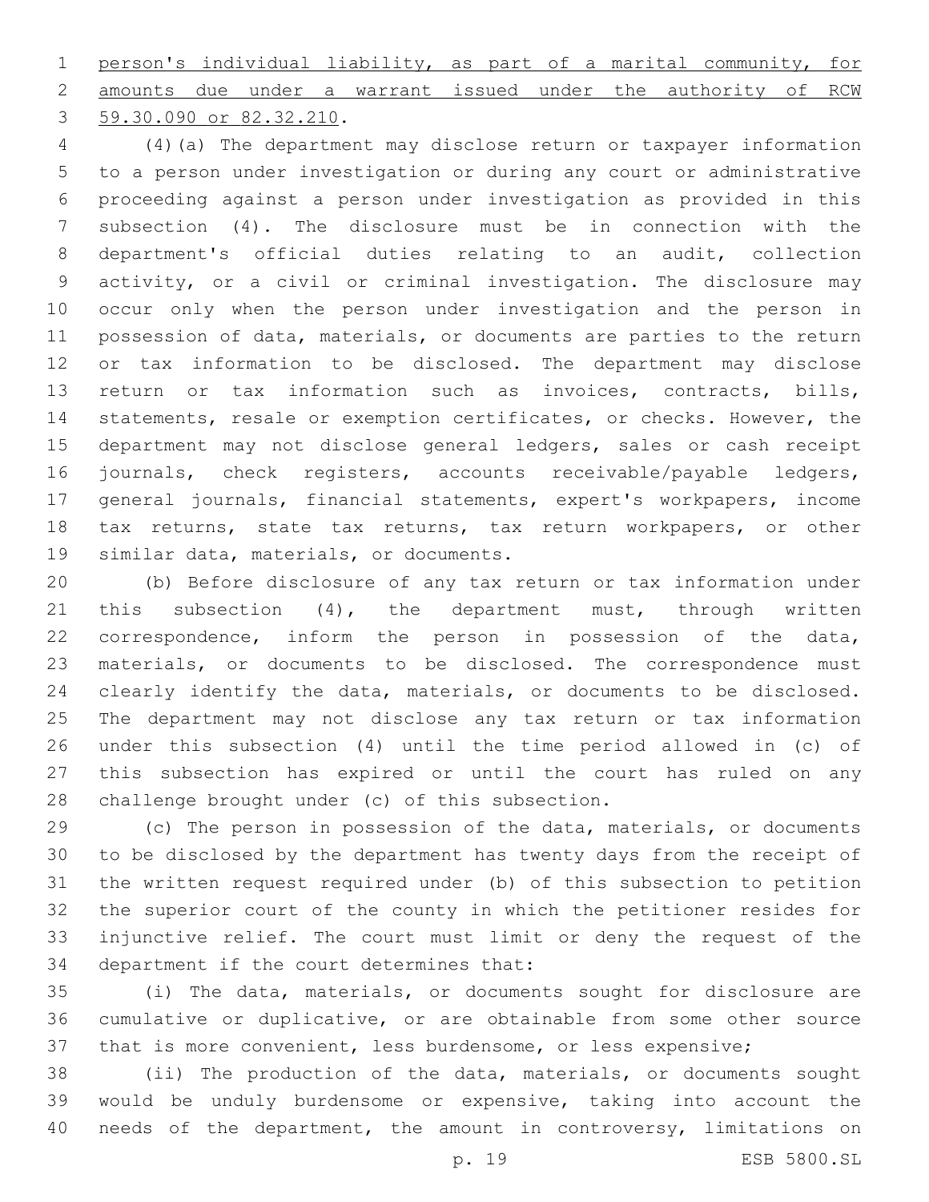person's individual liability, as part of a marital community, for amounts due under a warrant issued under the authority of RCW 59.30.090 or 82.32.210.

(4)(a) The department may disclose return or taxpayer information to a person under investigation or during any court or administrative proceeding against a person under investigation as provided in this subsection (4). The disclosure must be in connection with the department's official duties relating to an audit, collection activity, or a civil or criminal investigation. The disclosure may occur only when the person under investigation and the person in possession of data, materials, or documents are parties to the return or tax information to be disclosed. The department may disclose return or tax information such as invoices, contracts, bills, statements, resale or exemption certificates, or checks. However, the department may not disclose general ledgers, sales or cash receipt journals, check registers, accounts receivable/payable ledgers, general journals, financial statements, expert's workpapers, income tax returns, state tax returns, tax return workpapers, or other similar data, materials, or documents.

(b) Before disclosure of any tax return or tax information under this subsection (4), the department must, through written correspondence, inform the person in possession of the data, materials, or documents to be disclosed. The correspondence must clearly identify the data, materials, or documents to be disclosed. The department may not disclose any tax return or tax information under this subsection (4) until the time period allowed in (c) of this subsection has expired or until the court has ruled on any challenge brought under (c) of this subsection.

(c) The person in possession of the data, materials, or documents to be disclosed by the department has twenty days from the receipt of the written request required under (b) of this subsection to petition the superior court of the county in which the petitioner resides for injunctive relief. The court must limit or deny the request of the department if the court determines that:

(i) The data, materials, or documents sought for disclosure are cumulative or duplicative, or are obtainable from some other source that is more convenient, less burdensome, or less expensive;

(ii) The production of the data, materials, or documents sought would be unduly burdensome or expensive, taking into account the needs of the department, the amount in controversy, limitations on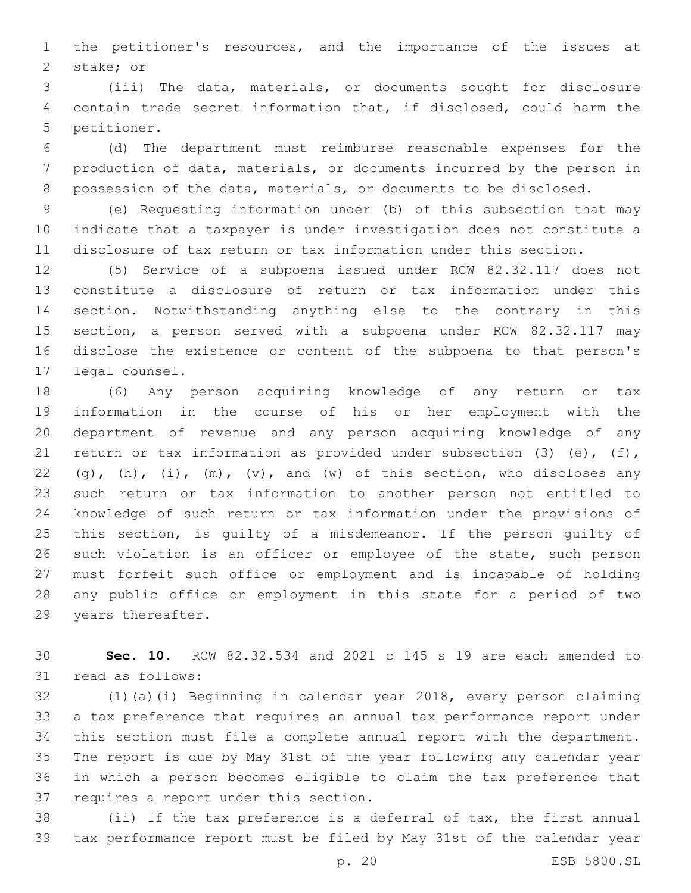the petitioner's resources, and the importance of the issues at stake; or

(iii) The data, materials, or documents sought for disclosure contain trade secret information that, if disclosed, could harm the petitioner.

(d) The department must reimburse reasonable expenses for the production of data, materials, or documents incurred by the person in possession of the data, materials, or documents to be disclosed.

(e) Requesting information under (b) of this subsection that may indicate that a taxpayer is under investigation does not constitute a disclosure of tax return or tax information under this section.

(5) Service of a subpoena issued under RCW 82.32.117 does not constitute a disclosure of return or tax information under this section. Notwithstanding anything else to the contrary in this section, a person served with a subpoena under RCW 82.32.117 may disclose the existence or content of the subpoena to that person's legal counsel.

(6) Any person acquiring knowledge of any return or tax information in the course of his or her employment with the department of revenue and any person acquiring knowledge of any return or tax information as provided under subsection (3) (e), (f), (g), (h), (i), (m), (v), and (w) of this section, who discloses any such return or tax information to another person not entitled to knowledge of such return or tax information under the provisions of this section, is guilty of a misdemeanor. If the person guilty of such violation is an officer or employee of the state, such person must forfeit such office or employment and is incapable of holding any public office or employment in this state for a period of two years thereafter.

**Sec. 10.** RCW 82.32.534 and 2021 c 145 s 19 are each amended to read as follows:

(1)(a)(i) Beginning in calendar year 2018, every person claiming a tax preference that requires an annual tax performance report under this section must file a complete annual report with the department. The report is due by May 31st of the year following any calendar year in which a person becomes eligible to claim the tax preference that requires a report under this section.

(ii) If the tax preference is a deferral of tax, the first annual tax performance report must be filed by May 31st of the calendar year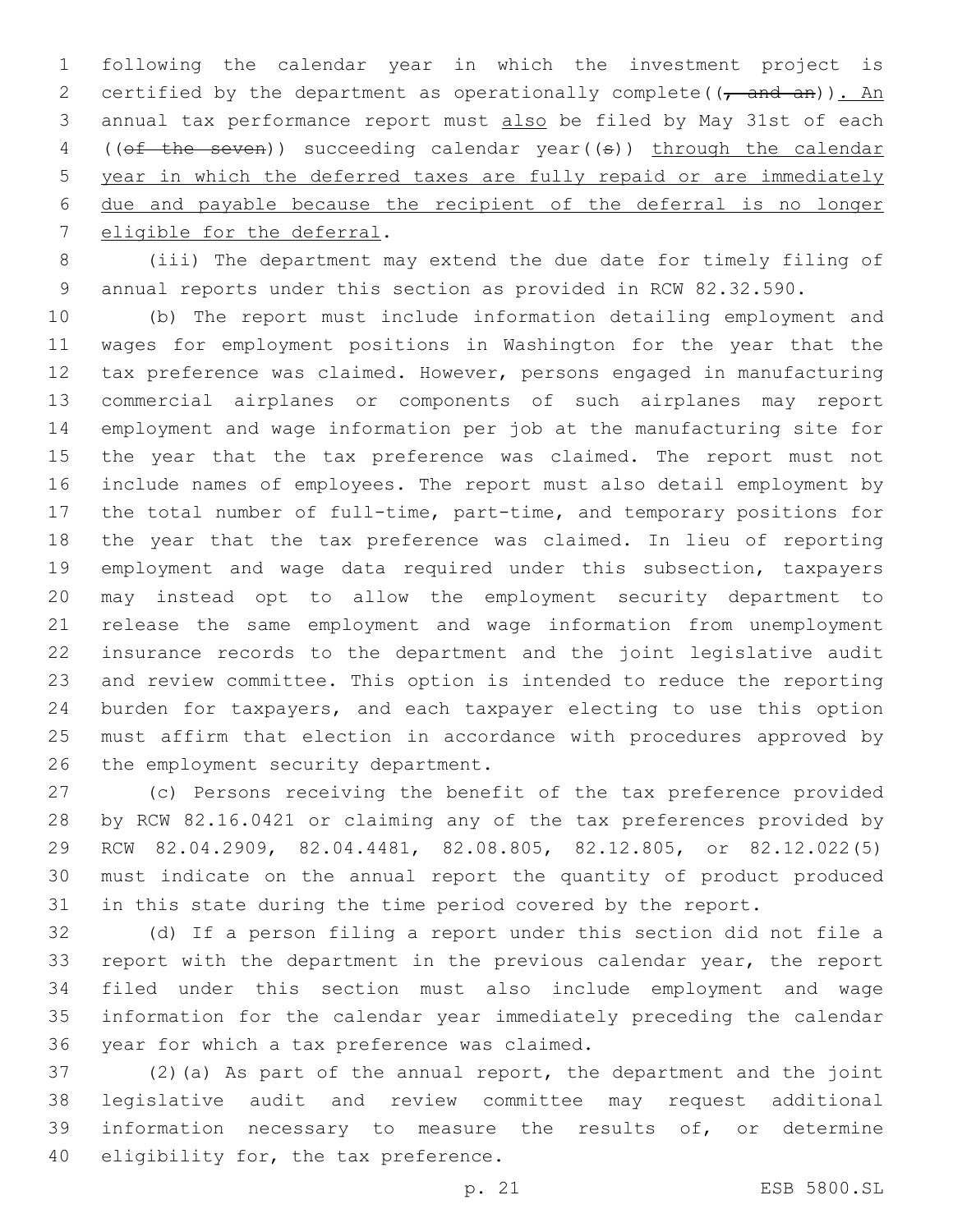following the calendar year in which the investment project is certified by the department as operationally complete((, and an)). An annual tax performance report must also be filed by May 31st of each ((of the seven)) succeeding calendar year((s)) through the calendar year in which the deferred taxes are fully repaid or are immediately due and payable because the recipient of the deferral is no longer eligible for the deferral.

(iii) The department may extend the due date for timely filing of annual reports under this section as provided in RCW 82.32.590.

(b) The report must include information detailing employment and wages for employment positions in Washington for the year that the tax preference was claimed. However, persons engaged in manufacturing commercial airplanes or components of such airplanes may report employment and wage information per job at the manufacturing site for the year that the tax preference was claimed. The report must not include names of employees. The report must also detail employment by the total number of full-time, part-time, and temporary positions for the year that the tax preference was claimed. In lieu of reporting employment and wage data required under this subsection, taxpayers may instead opt to allow the employment security department to release the same employment and wage information from unemployment insurance records to the department and the joint legislative audit and review committee. This option is intended to reduce the reporting burden for taxpayers, and each taxpayer electing to use this option must affirm that election in accordance with procedures approved by the employment security department.

(c) Persons receiving the benefit of the tax preference provided by RCW 82.16.0421 or claiming any of the tax preferences provided by RCW 82.04.2909, 82.04.4481, 82.08.805, 82.12.805, or 82.12.022(5) must indicate on the annual report the quantity of product produced in this state during the time period covered by the report.

(d) If a person filing a report under this section did not file a report with the department in the previous calendar year, the report filed under this section must also include employment and wage information for the calendar year immediately preceding the calendar year for which a tax preference was claimed.

(2)(a) As part of the annual report, the department and the joint legislative audit and review committee may request additional information necessary to measure the results of, or determine eligibility for, the tax preference.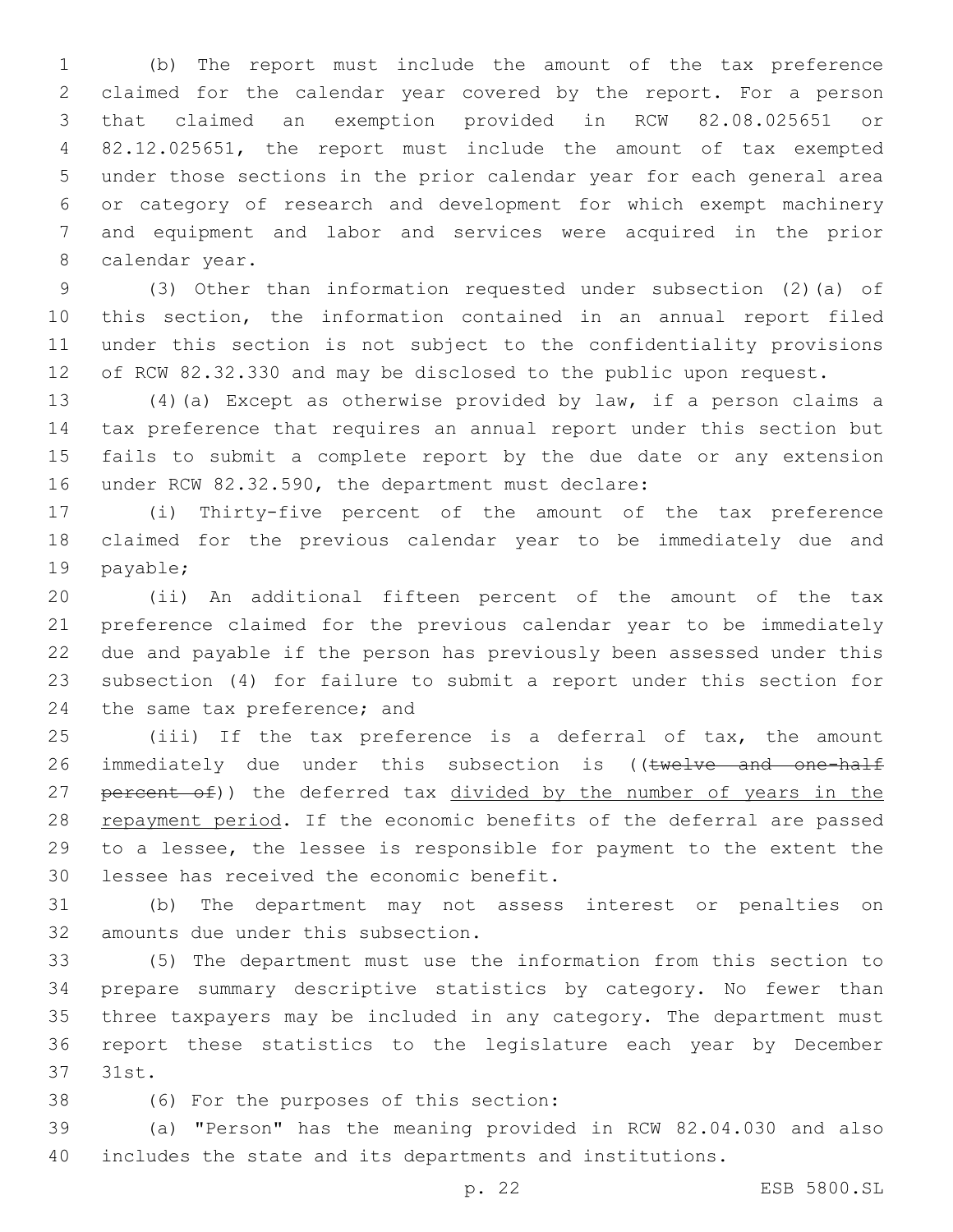(b) The report must include the amount of the tax preference claimed for the calendar year covered by the report. For a person that claimed an exemption provided in RCW 82.08.025651 or 82.12.025651, the report must include the amount of tax exempted under those sections in the prior calendar year for each general area or category of research and development for which exempt machinery and equipment and labor and services were acquired in the prior calendar year.

(3) Other than information requested under subsection (2)(a) of this section, the information contained in an annual report filed under this section is not subject to the confidentiality provisions of RCW 82.32.330 and may be disclosed to the public upon request.

(4)(a) Except as otherwise provided by law, if a person claims a tax preference that requires an annual report under this section but fails to submit a complete report by the due date or any extension under RCW 82.32.590, the department must declare:

(i) Thirty-five percent of the amount of the tax preference claimed for the previous calendar year to be immediately due and payable;

(ii) An additional fifteen percent of the amount of the tax preference claimed for the previous calendar year to be immediately due and payable if the person has previously been assessed under this subsection (4) for failure to submit a report under this section for the same tax preference; and

(iii) If the tax preference is a deferral of tax, the amount immediately due under this subsection is ((~~twelve and one-half percent of~~)) the deferred tax <u>divided by the number of years in the repayment period</u>. If the economic benefits of the deferral are passed to a lessee, the lessee is responsible for payment to the extent the lessee has received the economic benefit.

(b) The department may not assess interest or penalties on amounts due under this subsection.

(5) The department must use the information from this section to prepare summary descriptive statistics by category. No fewer than three taxpayers may be included in any category. The department must report these statistics to the legislature each year by December 31st.

(6) For the purposes of this section:

(a) "Person" has the meaning provided in RCW 82.04.030 and also includes the state and its departments and institutions.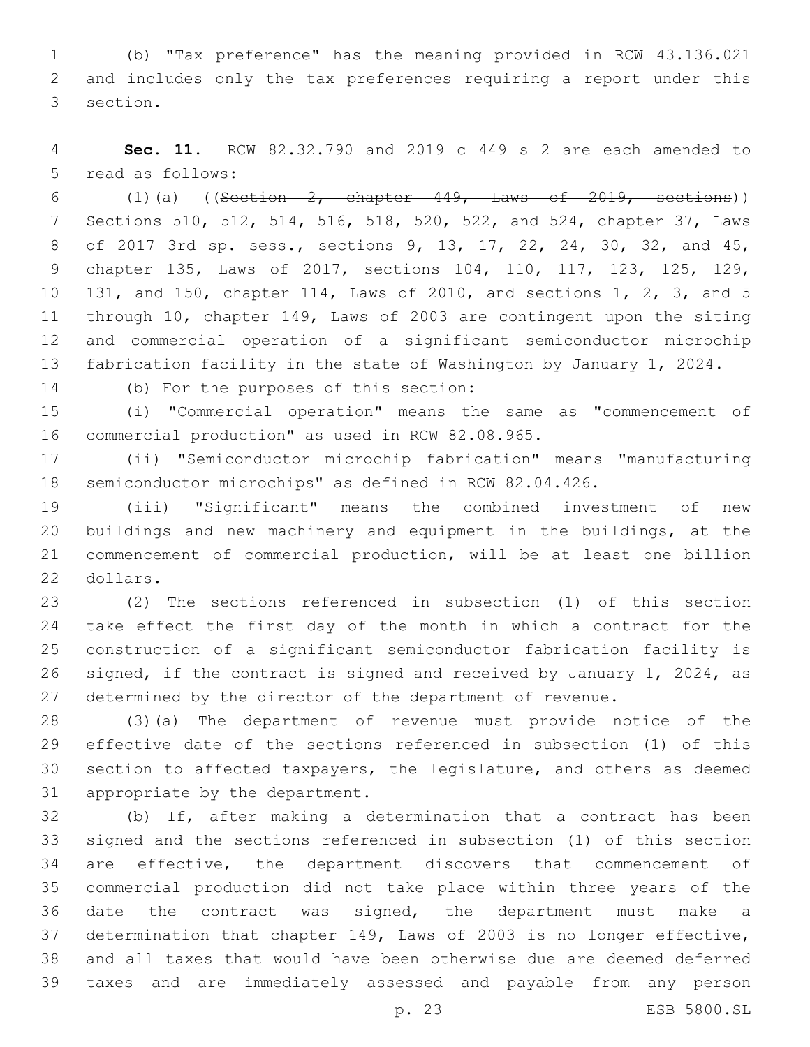(b) "Tax preference" has the meaning provided in RCW 43.136.021 and includes only the tax preferences requiring a report under this section.

**Sec. 11.** RCW 82.32.790 and 2019 c 449 s 2 are each amended to read as follows:

(1)(a) ((~~Section 2, chapter 449, Laws of 2019, sections~~)) <u>Sections</u> 510, 512, 514, 516, 518, 520, 522, and 524, chapter 37, Laws of 2017 3rd sp. sess., sections 9, 13, 17, 22, 24, 30, 32, and 45, chapter 135, Laws of 2017, sections 104, 110, 117, 123, 125, 129, 131, and 150, chapter 114, Laws of 2010, and sections 1, 2, 3, and 5 through 10, chapter 149, Laws of 2003 are contingent upon the siting and commercial operation of a significant semiconductor microchip fabrication facility in the state of Washington by January 1, 2024.

(b) For the purposes of this section:

(i) "Commercial operation" means the same as "commencement of commercial production" as used in RCW 82.08.965.

(ii) "Semiconductor microchip fabrication" means "manufacturing semiconductor microchips" as defined in RCW 82.04.426.

(iii) "Significant" means the combined investment of new buildings and new machinery and equipment in the buildings, at the commencement of commercial production, will be at least one billion dollars.

(2) The sections referenced in subsection (1) of this section take effect the first day of the month in which a contract for the construction of a significant semiconductor fabrication facility is signed, if the contract is signed and received by January 1, 2024, as determined by the director of the department of revenue.

(3)(a) The department of revenue must provide notice of the effective date of the sections referenced in subsection (1) of this section to affected taxpayers, the legislature, and others as deemed appropriate by the department.

(b) If, after making a determination that a contract has been signed and the sections referenced in subsection (1) of this section are effective, the department discovers that commencement of commercial production did not take place within three years of the date the contract was signed, the department must make a determination that chapter 149, Laws of 2003 is no longer effective, and all taxes that would have been otherwise due are deemed deferred taxes and are immediately assessed and payable from any person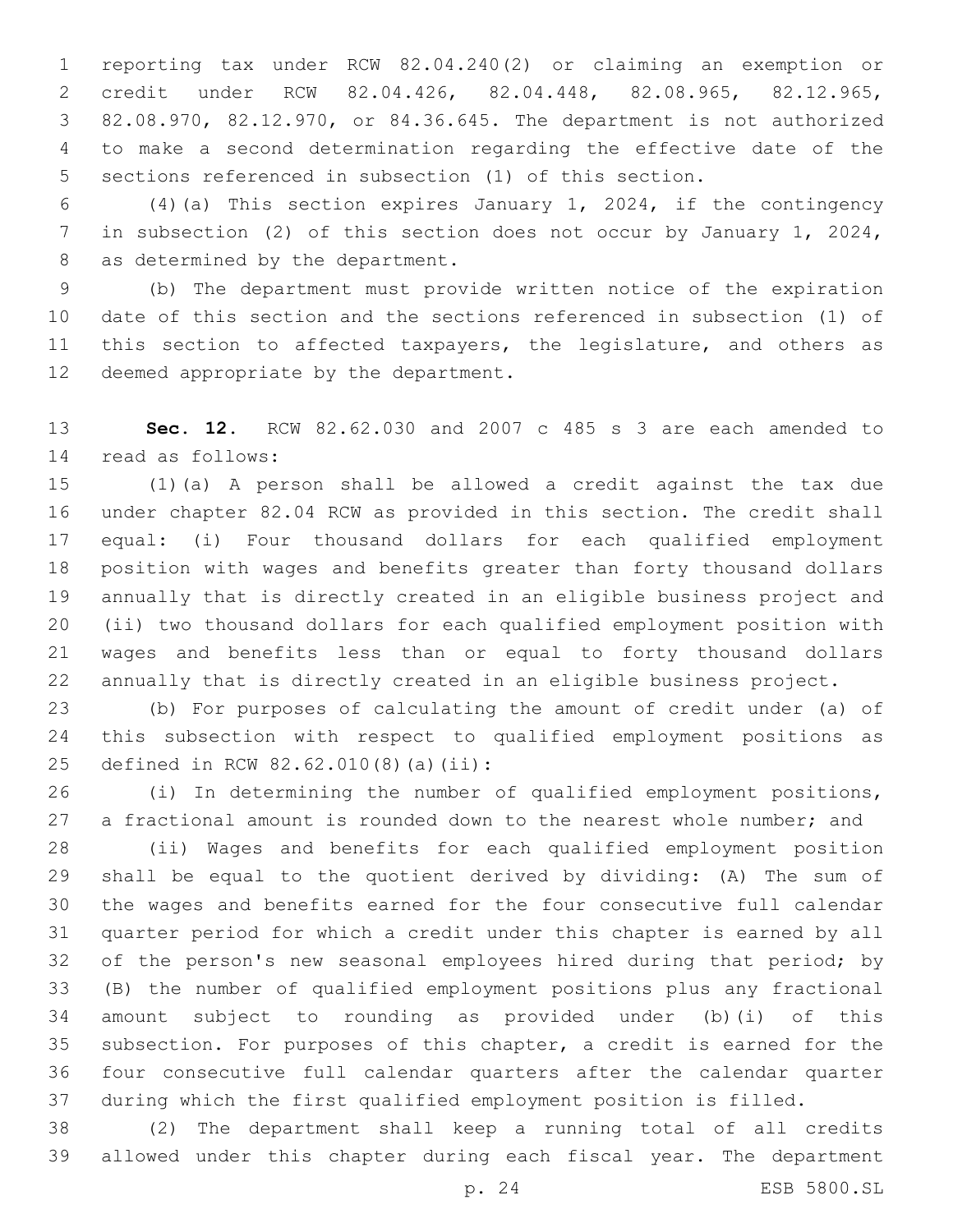reporting tax under RCW 82.04.240(2) or claiming an exemption or credit under RCW 82.04.426, 82.04.448, 82.08.965, 82.12.965, 82.08.970, 82.12.970, or 84.36.645. The department is not authorized to make a second determination regarding the effective date of the sections referenced in subsection (1) of this section.

(4)(a) This section expires January 1, 2024, if the contingency in subsection (2) of this section does not occur by January 1, 2024, as determined by the department.

(b) The department must provide written notice of the expiration date of this section and the sections referenced in subsection (1) of this section to affected taxpayers, the legislature, and others as deemed appropriate by the department.

**Sec. 12.** RCW 82.62.030 and 2007 c 485 s 3 are each amended to read as follows:

(1)(a) A person shall be allowed a credit against the tax due under chapter 82.04 RCW as provided in this section. The credit shall equal: (i) Four thousand dollars for each qualified employment position with wages and benefits greater than forty thousand dollars annually that is directly created in an eligible business project and (ii) two thousand dollars for each qualified employment position with wages and benefits less than or equal to forty thousand dollars annually that is directly created in an eligible business project.

(b) For purposes of calculating the amount of credit under (a) of this subsection with respect to qualified employment positions as defined in RCW 82.62.010(8)(a)(ii):

(i) In determining the number of qualified employment positions, a fractional amount is rounded down to the nearest whole number; and

(ii) Wages and benefits for each qualified employment position shall be equal to the quotient derived by dividing: (A) The sum of the wages and benefits earned for the four consecutive full calendar quarter period for which a credit under this chapter is earned by all of the person's new seasonal employees hired during that period; by (B) the number of qualified employment positions plus any fractional amount subject to rounding as provided under (b)(i) of this subsection. For purposes of this chapter, a credit is earned for the four consecutive full calendar quarters after the calendar quarter during which the first qualified employment position is filled.

(2) The department shall keep a running total of all credits allowed under this chapter during each fiscal year. The department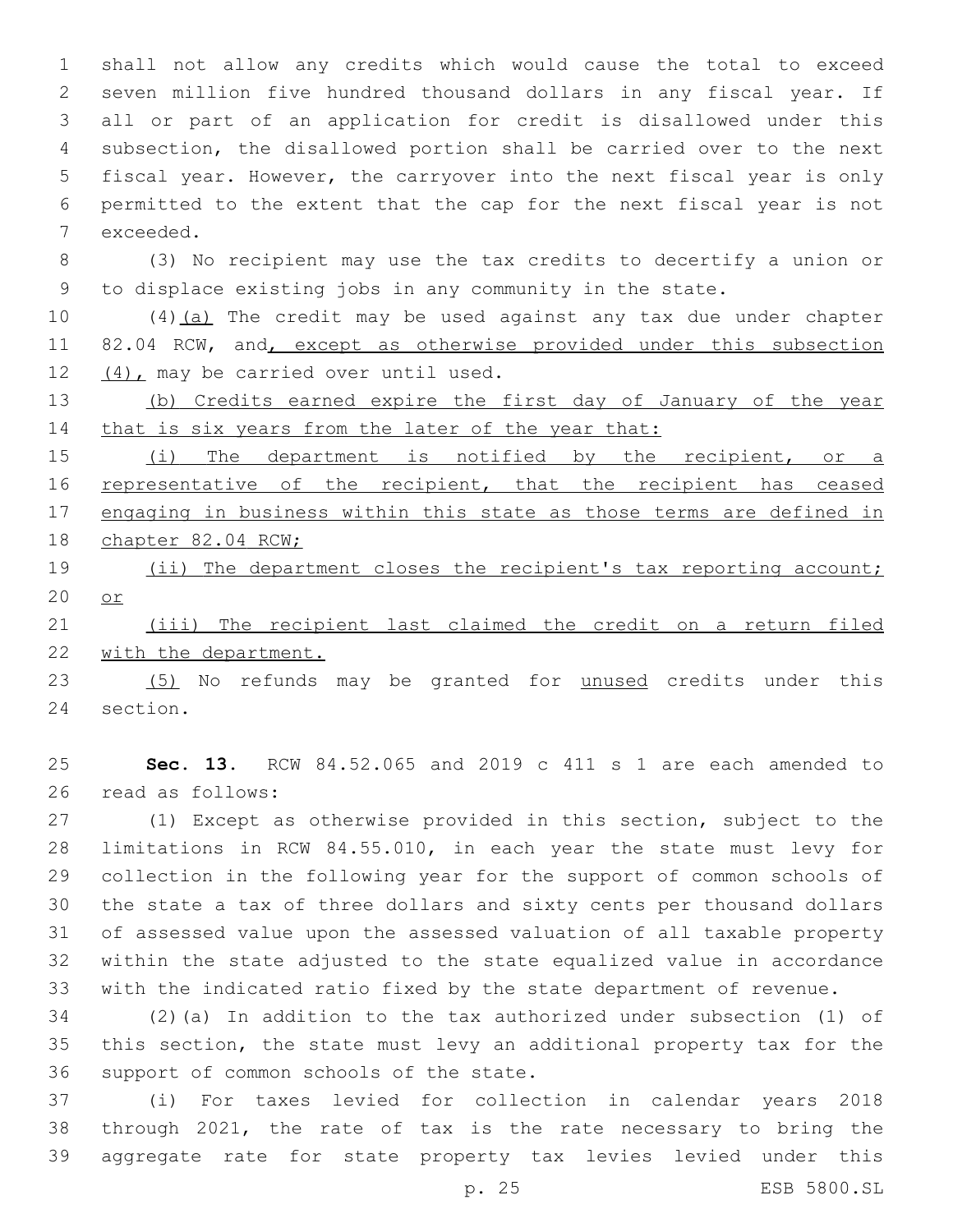shall not allow any credits which would cause the total to exceed seven million five hundred thousand dollars in any fiscal year. If all or part of an application for credit is disallowed under this subsection, the disallowed portion shall be carried over to the next fiscal year. However, the carryover into the next fiscal year is only permitted to the extent that the cap for the next fiscal year is not exceeded.

(3) No recipient may use the tax credits to decertify a union or to displace existing jobs in any community in the state.

(4)(a) The credit may be used against any tax due under chapter 82.04 RCW, and, except as otherwise provided under this subsection (4), may be carried over until used.

(b) Credits earned expire the first day of January of the year that is six years from the later of the year that:

(i) The department is notified by the recipient, or a representative of the recipient, that the recipient has ceased engaging in business within this state as those terms are defined in chapter 82.04 RCW;

(ii) The department closes the recipient's tax reporting account; or

(iii) The recipient last claimed the credit on a return filed with the department.

(5) No refunds may be granted for unused credits under this section.

**Sec. 13.** RCW 84.52.065 and 2019 c 411 s 1 are each amended to read as follows:

(1) Except as otherwise provided in this section, subject to the limitations in RCW 84.55.010, in each year the state must levy for collection in the following year for the support of common schools of the state a tax of three dollars and sixty cents per thousand dollars of assessed value upon the assessed valuation of all taxable property within the state adjusted to the state equalized value in accordance with the indicated ratio fixed by the state department of revenue.

(2)(a) In addition to the tax authorized under subsection (1) of this section, the state must levy an additional property tax for the support of common schools of the state.

(i) For taxes levied for collection in calendar years 2018 through 2021, the rate of tax is the rate necessary to bring the aggregate rate for state property tax levies levied under this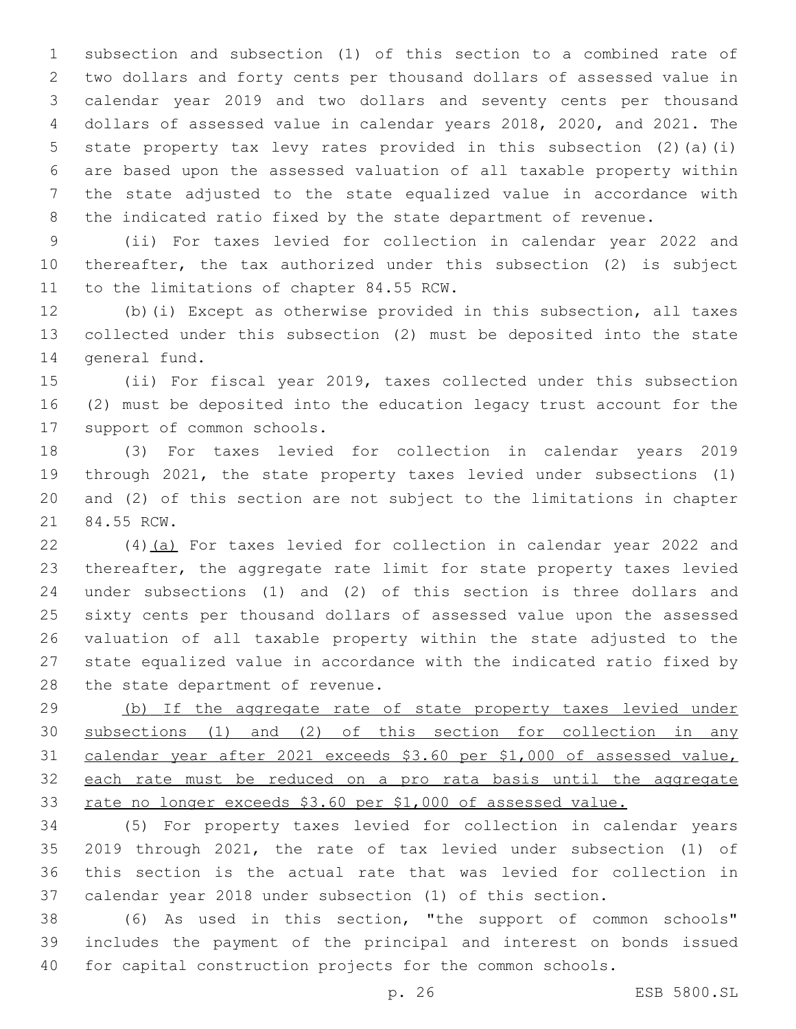subsection and subsection (1) of this section to a combined rate of two dollars and forty cents per thousand dollars of assessed value in calendar year 2019 and two dollars and seventy cents per thousand dollars of assessed value in calendar years 2018, 2020, and 2021. The state property tax levy rates provided in this subsection (2)(a)(i) are based upon the assessed valuation of all taxable property within the state adjusted to the state equalized value in accordance with the indicated ratio fixed by the state department of revenue.

(ii) For taxes levied for collection in calendar year 2022 and thereafter, the tax authorized under this subsection (2) is subject to the limitations of chapter 84.55 RCW.

(b)(i) Except as otherwise provided in this subsection, all taxes collected under this subsection (2) must be deposited into the state general fund.

(ii) For fiscal year 2019, taxes collected under this subsection (2) must be deposited into the education legacy trust account for the support of common schools.

(3) For taxes levied for collection in calendar years 2019 through 2021, the state property taxes levied under subsections (1) and (2) of this section are not subject to the limitations in chapter 84.55 RCW.

(4)<u>(a)</u> For taxes levied for collection in calendar year 2022 and thereafter, the aggregate rate limit for state property taxes levied under subsections (1) and (2) of this section is three dollars and sixty cents per thousand dollars of assessed value upon the assessed valuation of all taxable property within the state adjusted to the state equalized value in accordance with the indicated ratio fixed by the state department of revenue.

<u>(b) If the aggregate rate of state property taxes levied under subsections (1) and (2) of this section for collection in any calendar year after 2021 exceeds $3.60 per $1,000 of assessed value, each rate must be reduced on a pro rata basis until the aggregate rate no longer exceeds $3.60 per $1,000 of assessed value.</u>

(5) For property taxes levied for collection in calendar years 2019 through 2021, the rate of tax levied under subsection (1) of this section is the actual rate that was levied for collection in calendar year 2018 under subsection (1) of this section.

(6) As used in this section, "the support of common schools" includes the payment of the principal and interest on bonds issued for capital construction projects for the common schools.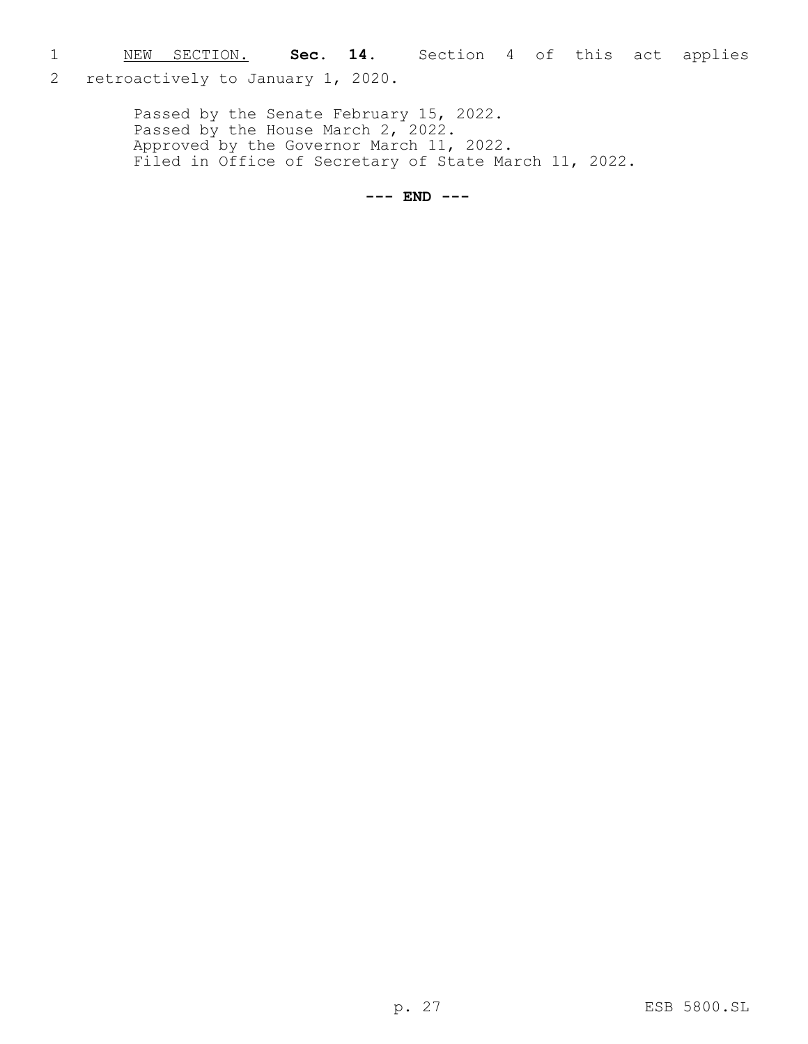NEW SECTION. **Sec. 14.** Section 4 of this act applies retroactively to January 1, 2020.

Passed by the Senate February 15, 2022.
Passed by the House March 2, 2022.
Approved by the Governor March 11, 2022.
Filed in Office of Secretary of State March 11, 2022.

**--- END ---**